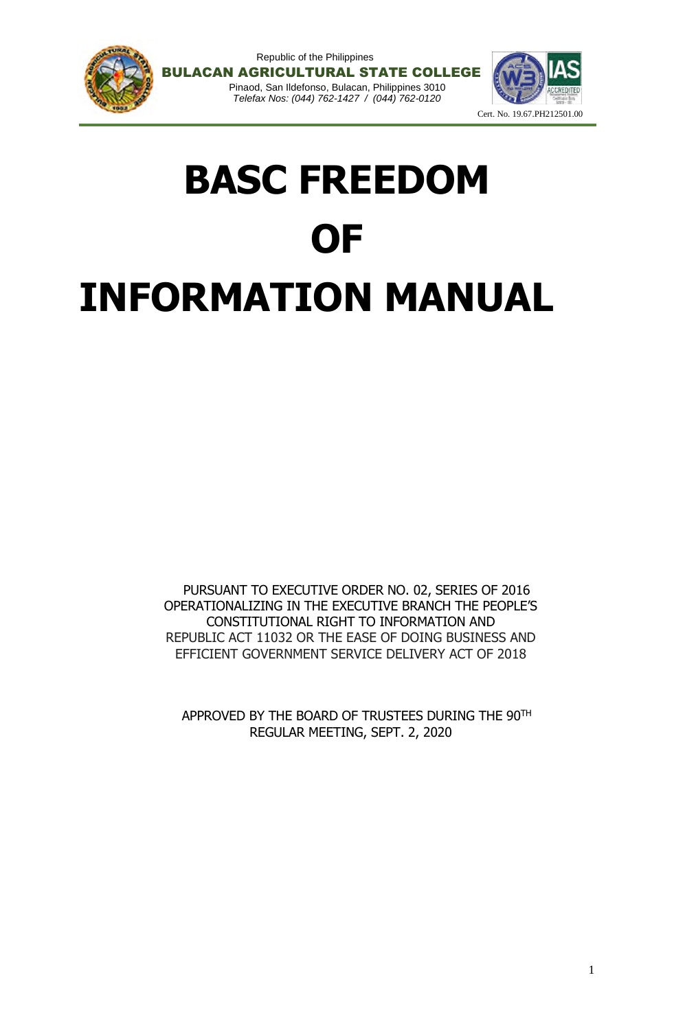Republic of the Philippines

**BULACAN AGRICULTURAL STATE COLLEGE**

Pinaod, San Ildefonso, Bulacan, Philippines 3010

*Telefax Nos: (044) 762-1427 / (044) 762-0120*

Cert. No. 19.67.PH212501.00

# BASC FREEDOM OF INFORMATION MANUAL

PURSUANT TO EXECUTIVE ORDER NO. 02, SERIES OF 2016 OPERATIONALIZING IN THE EXECUTIVE BRANCH THE PEOPLE'S CONSTITUTIONAL RIGHT TO INFORMATION AND REPUBLIC ACT 11032 OR THE EASE OF DOING BUSINESS AND EFFICIENT GOVERNMENT SERVICE DELIVERY ACT OF 2018

APPROVED BY THE BOARD OF TRUSTEES DURING THE 90TH REGULAR MEETING, SEPT. 2, 2020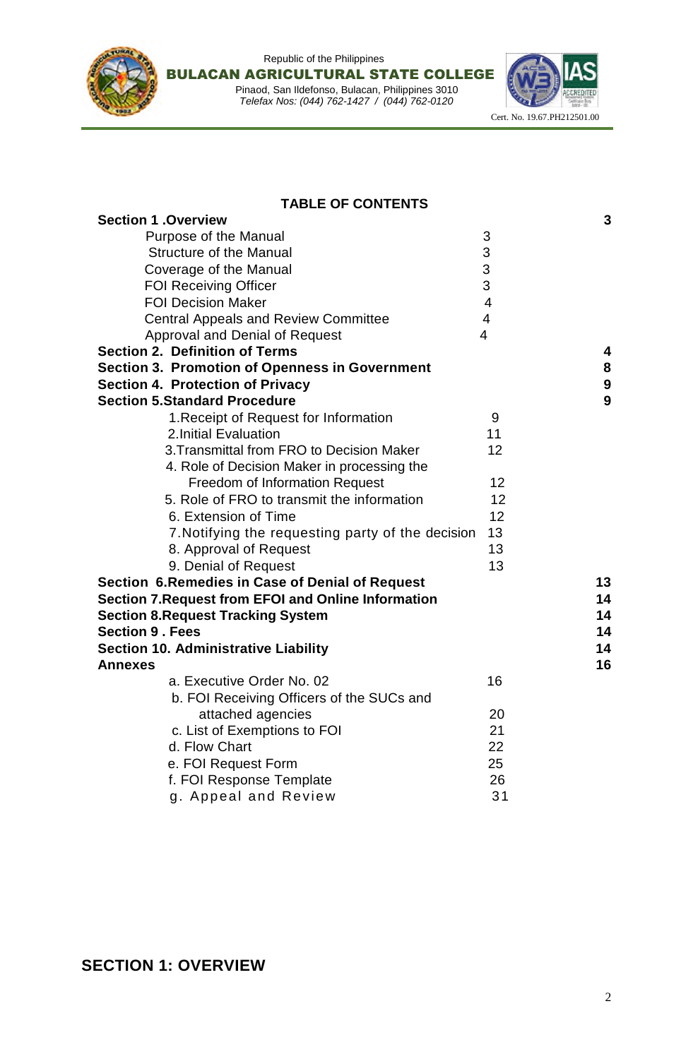## TABLE OF CONTENTS

| Contents | | Page |
|---|---|---|
| **Section 1 .Overview** | | **3** |
| Purpose of the Manual | 3 | |
| Structure of the Manual | 3 | |
| Coverage of the Manual | 3 | |
| FOI Receiving Officer | 3 | |
| FOI Decision Maker | 4 | |
| Central Appeals and Review Committee | 4 | |
| Approval and Denial of Request | 4 | |
| **Section 2. Definition of Terms** | | **4** |
| **Section 3. Promotion of Openness in Government** | | **8** |
| **Section 4. Protection of Privacy** | | **9** |
| **Section 5.Standard Procedure** | | **9** |
| 1.Receipt of Request for Information | 9 | |
| 2.Initial Evaluation | 11 | |
| 3.Transmittal from FRO to Decision Maker | 12 | |
| 4. Role of Decision Maker in processing the Freedom of Information Request | 12 | |
| 5. Role of FRO to transmit the information | 12 | |
| 6. Extension of Time | 12 | |
| 7.Notifying the requesting party of the decision | 13 | |
| 8. Approval of Request | 13 | |
| 9. Denial of Request | 13 | |
| **Section 6.Remedies in Case of Denial of Request** | | **13** |
| **Section 7.Request from EFOI and Online Information** | | **14** |
| **Section 8.Request Tracking System** | | **14** |
| **Section 9 . Fees** | | **14** |
| **Section 10. Administrative Liability** | | **14** |
| **Annexes** | | **16** |
| a. Executive Order No. 02 | 16 | |
| b. FOI Receiving Officers of the SUCs and attached agencies | 20 | |
| c. List of Exemptions to FOI | 21 | |
| d. Flow Chart | 22 | |
| e. FOI Request Form | 25 | |
| f. FOI Response Template | 26 | |
| g. Appeal and Review | 31 | |

## SECTION 1: OVERVIEW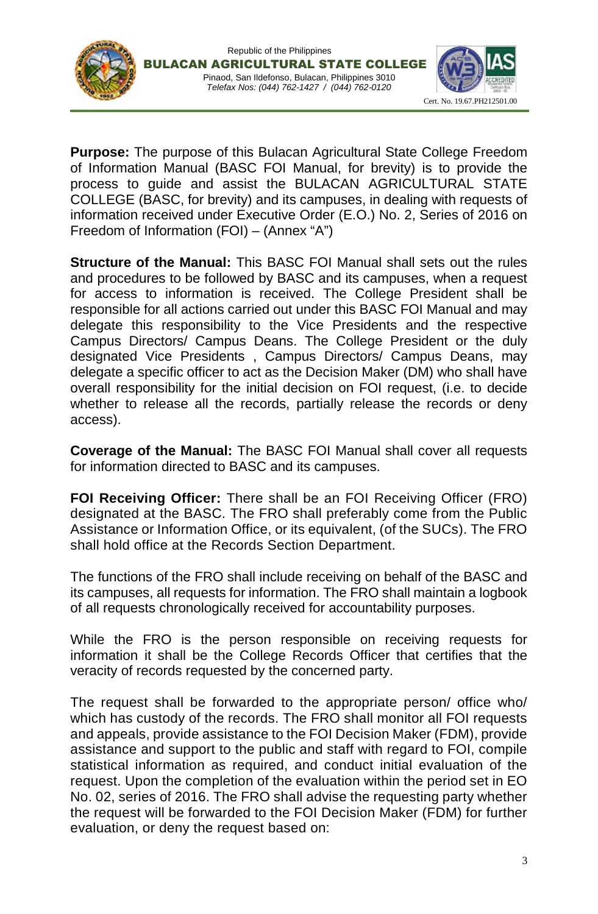**Purpose:** The purpose of this Bulacan Agricultural State College Freedom of Information Manual (BASC FOI Manual, for brevity) is to provide the process to guide and assist the BULACAN AGRICULTURAL STATE COLLEGE (BASC, for brevity) and its campuses, in dealing with requests of information received under Executive Order (E.O.) No. 2, Series of 2016 on Freedom of Information (FOI) – (Annex "A")

**Structure of the Manual:** This BASC FOI Manual shall sets out the rules and procedures to be followed by BASC and its campuses, when a request for access to information is received. The College President shall be responsible for all actions carried out under this BASC FOI Manual and may delegate this responsibility to the Vice Presidents and the respective Campus Directors/ Campus Deans. The College President or the duly designated Vice Presidents , Campus Directors/ Campus Deans, may delegate a specific officer to act as the Decision Maker (DM) who shall have overall responsibility for the initial decision on FOI request, (i.e. to decide whether to release all the records, partially release the records or deny access).

**Coverage of the Manual:** The BASC FOI Manual shall cover all requests for information directed to BASC and its campuses.

**FOI Receiving Officer:** There shall be an FOI Receiving Officer (FRO) designated at the BASC. The FRO shall preferably come from the Public Assistance or Information Office, or its equivalent, (of the SUCs). The FRO shall hold office at the Records Section Department.

The functions of the FRO shall include receiving on behalf of the BASC and its campuses, all requests for information. The FRO shall maintain a logbook of all requests chronologically received for accountability purposes.

While the FRO is the person responsible on receiving requests for information it shall be the College Records Officer that certifies that the veracity of records requested by the concerned party.

The request shall be forwarded to the appropriate person/ office who/ which has custody of the records. The FRO shall monitor all FOI requests and appeals, provide assistance to the FOI Decision Maker (FDM), provide assistance and support to the public and staff with regard to FOI, compile statistical information as required, and conduct initial evaluation of the request. Upon the completion of the evaluation within the period set in EO No. 02, series of 2016. The FRO shall advise the requesting party whether the request will be forwarded to the FOI Decision Maker (FDM) for further evaluation, or deny the request based on: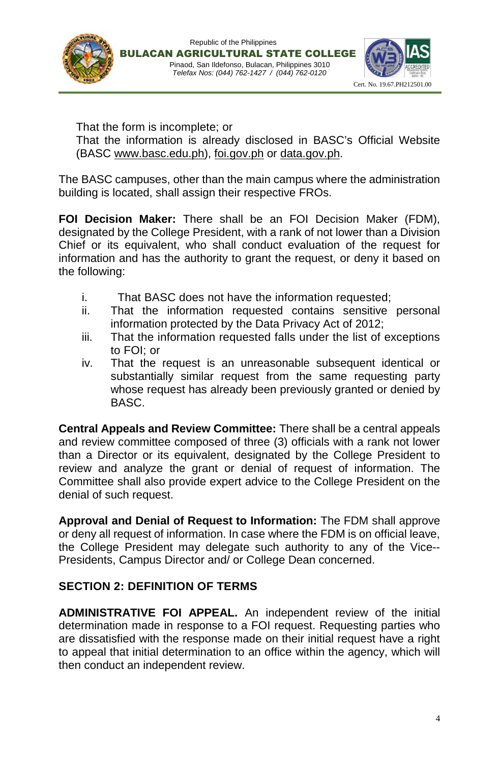That the form is incomplete; or

That the information is already disclosed in BASC's Official Website (BASC www.basc.edu.ph), foi.gov.ph or data.gov.ph.

The BASC campuses, other than the main campus where the administration building is located, shall assign their respective FROs.

**FOI Decision Maker:** There shall be an FOI Decision Maker (FDM), designated by the College President, with a rank of not lower than a Division Chief or its equivalent, who shall conduct evaluation of the request for information and has the authority to grant the request, or deny it based on the following:

i. That BASC does not have the information requested;
ii. That the information requested contains sensitive personal information protected by the Data Privacy Act of 2012;
iii. That the information requested falls under the list of exceptions to FOI; or
iv. That the request is an unreasonable subsequent identical or substantially similar request from the same requesting party whose request has already been previously granted or denied by BASC.

**Central Appeals and Review Committee:** There shall be a central appeals and review committee composed of three (3) officials with a rank not lower than a Director or its equivalent, designated by the College President to review and analyze the grant or denial of request of information. The Committee shall also provide expert advice to the College President on the denial of such request.

**Approval and Denial of Request to Information:** The FDM shall approve or deny all request of information. In case where the FDM is on official leave, the College President may delegate such authority to any of the Vice--Presidents, Campus Director and/ or College Dean concerned.

## SECTION 2: DEFINITION OF TERMS

**ADMINISTRATIVE FOI APPEAL.** An independent review of the initial determination made in response to a FOI request. Requesting parties who are dissatisfied with the response made on their initial request have a right to appeal that initial determination to an office within the agency, which will then conduct an independent review.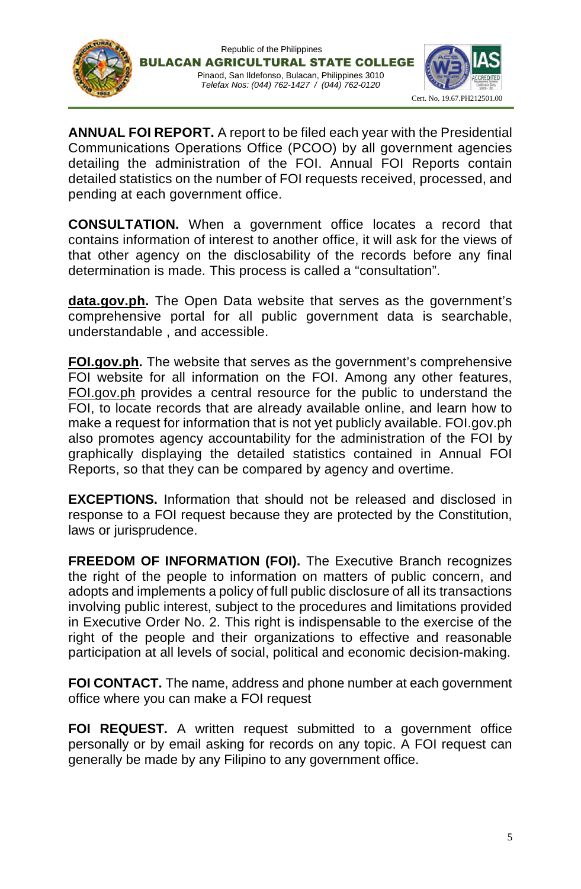**ANNUAL FOI REPORT.** A report to be filed each year with the Presidential Communications Operations Office (PCOO) by all government agencies detailing the administration of the FOI. Annual FOI Reports contain detailed statistics on the number of FOI requests received, processed, and pending at each government office.

**CONSULTATION.** When a government office locates a record that contains information of interest to another office, it will ask for the views of that other agency on the disclosability of the records before any final determination is made. This process is called a "consultation".

**data.gov.ph.** The Open Data website that serves as the government's comprehensive portal for all public government data is searchable, understandable , and accessible.

**FOI.gov.ph.** The website that serves as the government's comprehensive FOI website for all information on the FOI. Among any other features, FOI.gov.ph provides a central resource for the public to understand the FOI, to locate records that are already available online, and learn how to make a request for information that is not yet publicly available. FOI.gov.ph also promotes agency accountability for the administration of the FOI by graphically displaying the detailed statistics contained in Annual FOI Reports, so that they can be compared by agency and overtime.

**EXCEPTIONS.** Information that should not be released and disclosed in response to a FOI request because they are protected by the Constitution, laws or jurisprudence.

**FREEDOM OF INFORMATION (FOI).** The Executive Branch recognizes the right of the people to information on matters of public concern, and adopts and implements a policy of full public disclosure of all its transactions involving public interest, subject to the procedures and limitations provided in Executive Order No. 2. This right is indispensable to the exercise of the right of the people and their organizations to effective and reasonable participation at all levels of social, political and economic decision-making.

**FOI CONTACT.** The name, address and phone number at each government office where you can make a FOI request

**FOI REQUEST.** A written request submitted to a government office personally or by email asking for records on any topic. A FOI request can generally be made by any Filipino to any government office.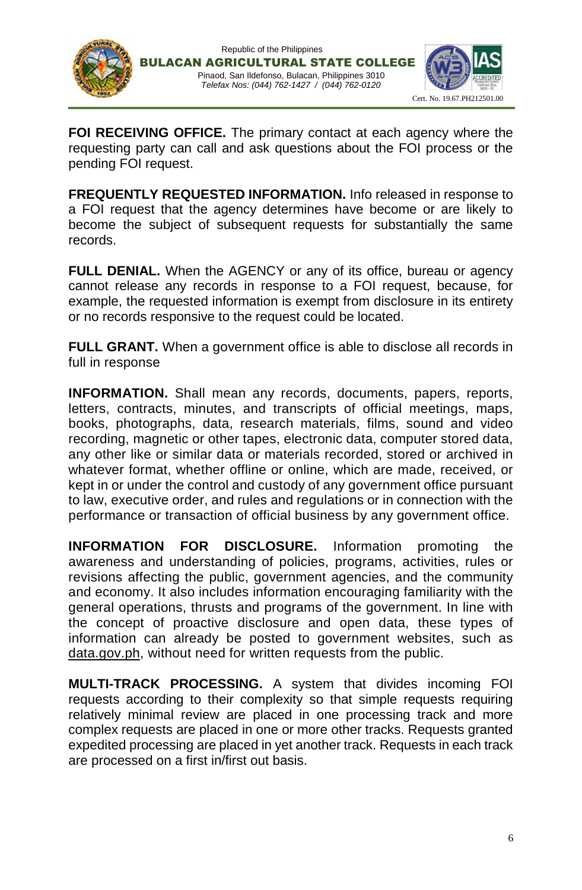**FOI RECEIVING OFFICE.** The primary contact at each agency where the requesting party can call and ask questions about the FOI process or the pending FOI request.

**FREQUENTLY REQUESTED INFORMATION.** Info released in response to a FOI request that the agency determines have become or are likely to become the subject of subsequent requests for substantially the same records.

**FULL DENIAL.** When the AGENCY or any of its office, bureau or agency cannot release any records in response to a FOI request, because, for example, the requested information is exempt from disclosure in its entirety or no records responsive to the request could be located.

**FULL GRANT.** When a government office is able to disclose all records in full in response

**INFORMATION.** Shall mean any records, documents, papers, reports, letters, contracts, minutes, and transcripts of official meetings, maps, books, photographs, data, research materials, films, sound and video recording, magnetic or other tapes, electronic data, computer stored data, any other like or similar data or materials recorded, stored or archived in whatever format, whether offline or online, which are made, received, or kept in or under the control and custody of any government office pursuant to law, executive order, and rules and regulations or in connection with the performance or transaction of official business by any government office.

**INFORMATION FOR DISCLOSURE.** Information promoting the awareness and understanding of policies, programs, activities, rules or revisions affecting the public, government agencies, and the community and economy. It also includes information encouraging familiarity with the general operations, thrusts and programs of the government. In line with the concept of proactive disclosure and open data, these types of information can already be posted to government websites, such as data.gov.ph, without need for written requests from the public.

**MULTI-TRACK PROCESSING.** A system that divides incoming FOI requests according to their complexity so that simple requests requiring relatively minimal review are placed in one processing track and more complex requests are placed in one or more other tracks. Requests granted expedited processing are placed in yet another track. Requests in each track are processed on a first in/first out basis.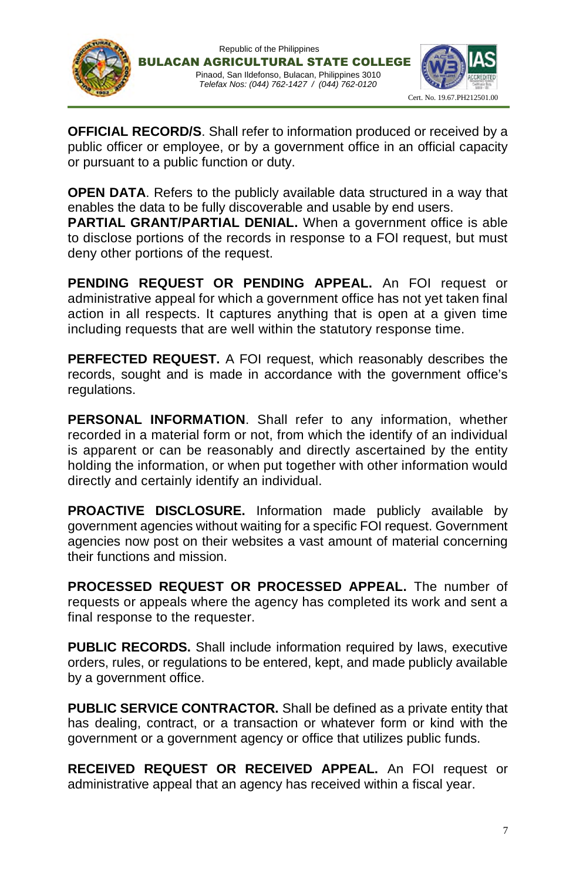**OFFICIAL RECORD/S**. Shall refer to information produced or received by a public officer or employee, or by a government office in an official capacity or pursuant to a public function or duty.

**OPEN DATA**. Refers to the publicly available data structured in a way that enables the data to be fully discoverable and usable by end users.

**PARTIAL GRANT/PARTIAL DENIAL.** When a government office is able to disclose portions of the records in response to a FOI request, but must deny other portions of the request.

**PENDING REQUEST OR PENDING APPEAL.** An FOI request or administrative appeal for which a government office has not yet taken final action in all respects. It captures anything that is open at a given time including requests that are well within the statutory response time.

**PERFECTED REQUEST.** A FOI request, which reasonably describes the records, sought and is made in accordance with the government office's regulations.

**PERSONAL INFORMATION**. Shall refer to any information, whether recorded in a material form or not, from which the identify of an individual is apparent or can be reasonably and directly ascertained by the entity holding the information, or when put together with other information would directly and certainly identify an individual.

**PROACTIVE DISCLOSURE.** Information made publicly available by government agencies without waiting for a specific FOI request. Government agencies now post on their websites a vast amount of material concerning their functions and mission.

**PROCESSED REQUEST OR PROCESSED APPEAL.** The number of requests or appeals where the agency has completed its work and sent a final response to the requester.

**PUBLIC RECORDS.** Shall include information required by laws, executive orders, rules, or regulations to be entered, kept, and made publicly available by a government office.

**PUBLIC SERVICE CONTRACTOR.** Shall be defined as a private entity that has dealing, contract, or a transaction or whatever form or kind with the government or a government agency or office that utilizes public funds.

**RECEIVED REQUEST OR RECEIVED APPEAL.** An FOI request or administrative appeal that an agency has received within a fiscal year.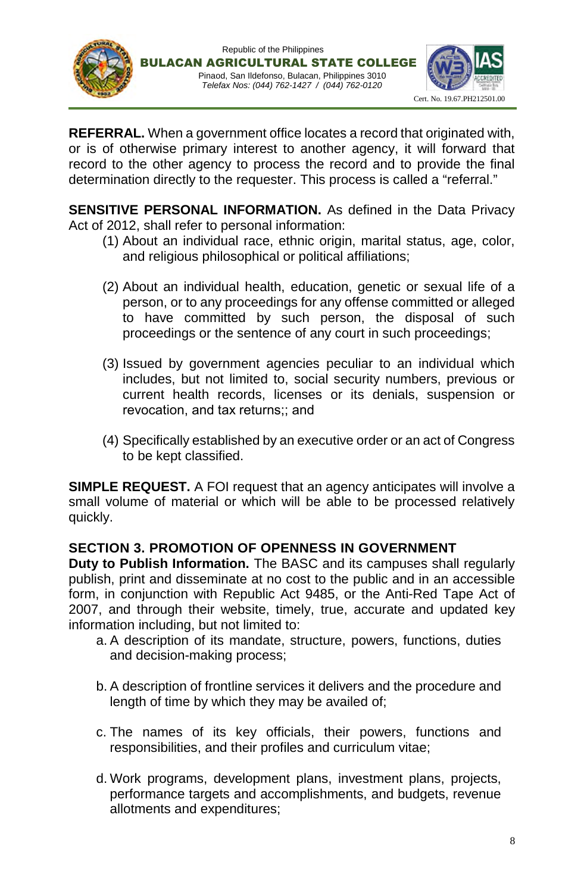**REFERRAL.** When a government office locates a record that originated with, or is of otherwise primary interest to another agency, it will forward that record to the other agency to process the record and to provide the final determination directly to the requester. This process is called a "referral."

**SENSITIVE PERSONAL INFORMATION.** As defined in the Data Privacy Act of 2012, shall refer to personal information:

(1) About an individual race, ethnic origin, marital status, age, color, and religious philosophical or political affiliations;

(2) About an individual health, education, genetic or sexual life of a person, or to any proceedings for any offense committed or alleged to have committed by such person, the disposal of such proceedings or the sentence of any court in such proceedings;

(3) Issued by government agencies peculiar to an individual which includes, but not limited to, social security numbers, previous or current health records, licenses or its denials, suspension or revocation, and tax returns;; and

(4) Specifically established by an executive order or an act of Congress to be kept classified.

**SIMPLE REQUEST.** A FOI request that an agency anticipates will involve a small volume of material or which will be able to be processed relatively quickly.

## SECTION 3. PROMOTION OF OPENNESS IN GOVERNMENT

**Duty to Publish Information.** The BASC and its campuses shall regularly publish, print and disseminate at no cost to the public and in an accessible form, in conjunction with Republic Act 9485, or the Anti-Red Tape Act of 2007, and through their website, timely, true, accurate and updated key information including, but not limited to:

a. A description of its mandate, structure, powers, functions, duties and decision-making process;

b. A description of frontline services it delivers and the procedure and length of time by which they may be availed of;

c. The names of its key officials, their powers, functions and responsibilities, and their profiles and curriculum vitae;

d. Work programs, development plans, investment plans, projects, performance targets and accomplishments, and budgets, revenue allotments and expenditures;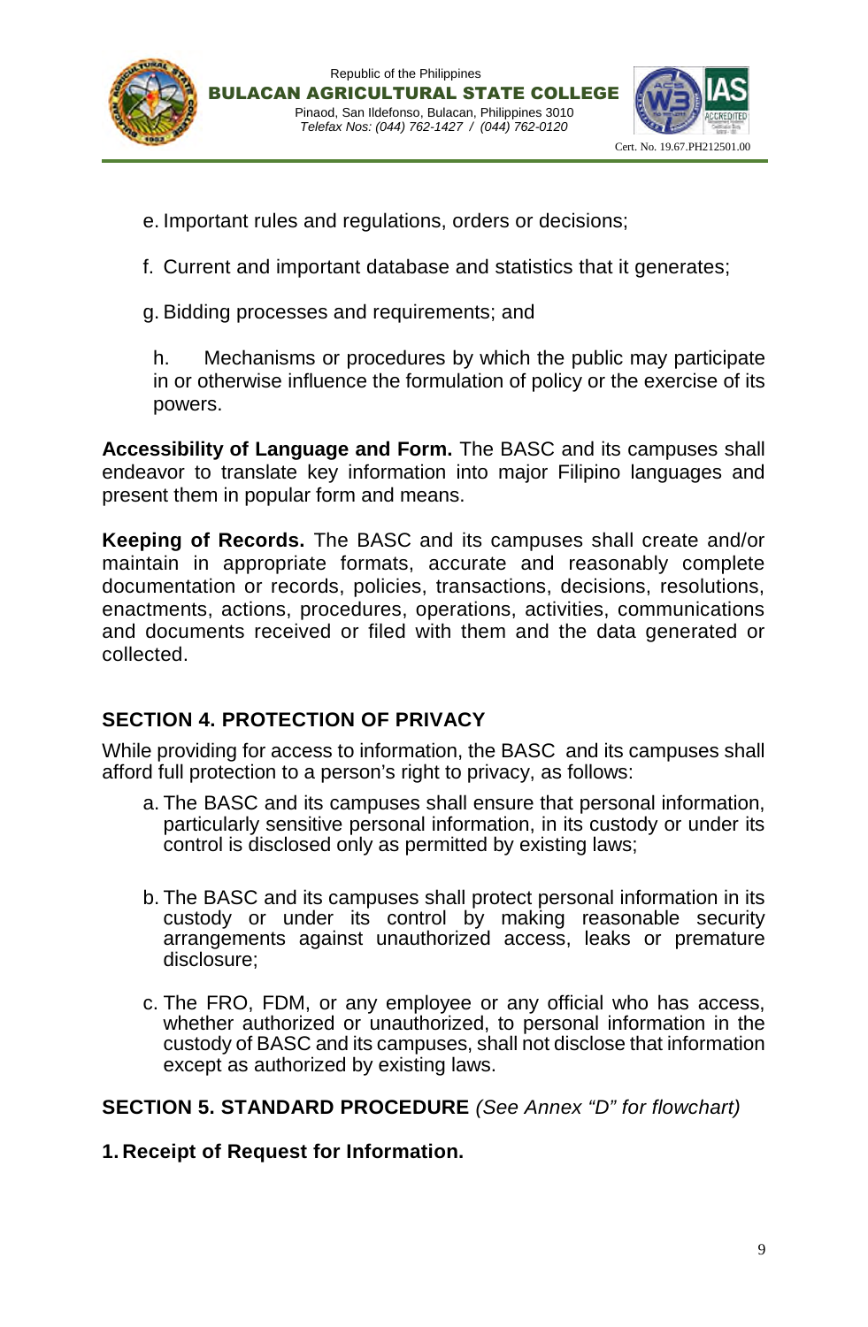e. Important rules and regulations, orders or decisions;

f. Current and important database and statistics that it generates;

g. Bidding processes and requirements; and

h. Mechanisms or procedures by which the public may participate in or otherwise influence the formulation of policy or the exercise of its powers.

**Accessibility of Language and Form.** The BASC and its campuses shall endeavor to translate key information into major Filipino languages and present them in popular form and means.

**Keeping of Records.** The BASC and its campuses shall create and/or maintain in appropriate formats, accurate and reasonably complete documentation or records, policies, transactions, decisions, resolutions, enactments, actions, procedures, operations, activities, communications and documents received or filed with them and the data generated or collected.

## SECTION 4. PROTECTION OF PRIVACY

While providing for access to information, the BASC and its campuses shall afford full protection to a person's right to privacy, as follows:

a. The BASC and its campuses shall ensure that personal information, particularly sensitive personal information, in its custody or under its control is disclosed only as permitted by existing laws;

b. The BASC and its campuses shall protect personal information in its custody or under its control by making reasonable security arrangements against unauthorized access, leaks or premature disclosure;

c. The FRO, FDM, or any employee or any official who has access, whether authorized or unauthorized, to personal information in the custody of BASC and its campuses, shall not disclose that information except as authorized by existing laws.

## SECTION 5. STANDARD PROCEDURE *(See Annex "D" for flowchart)*

**1. Receipt of Request for Information.**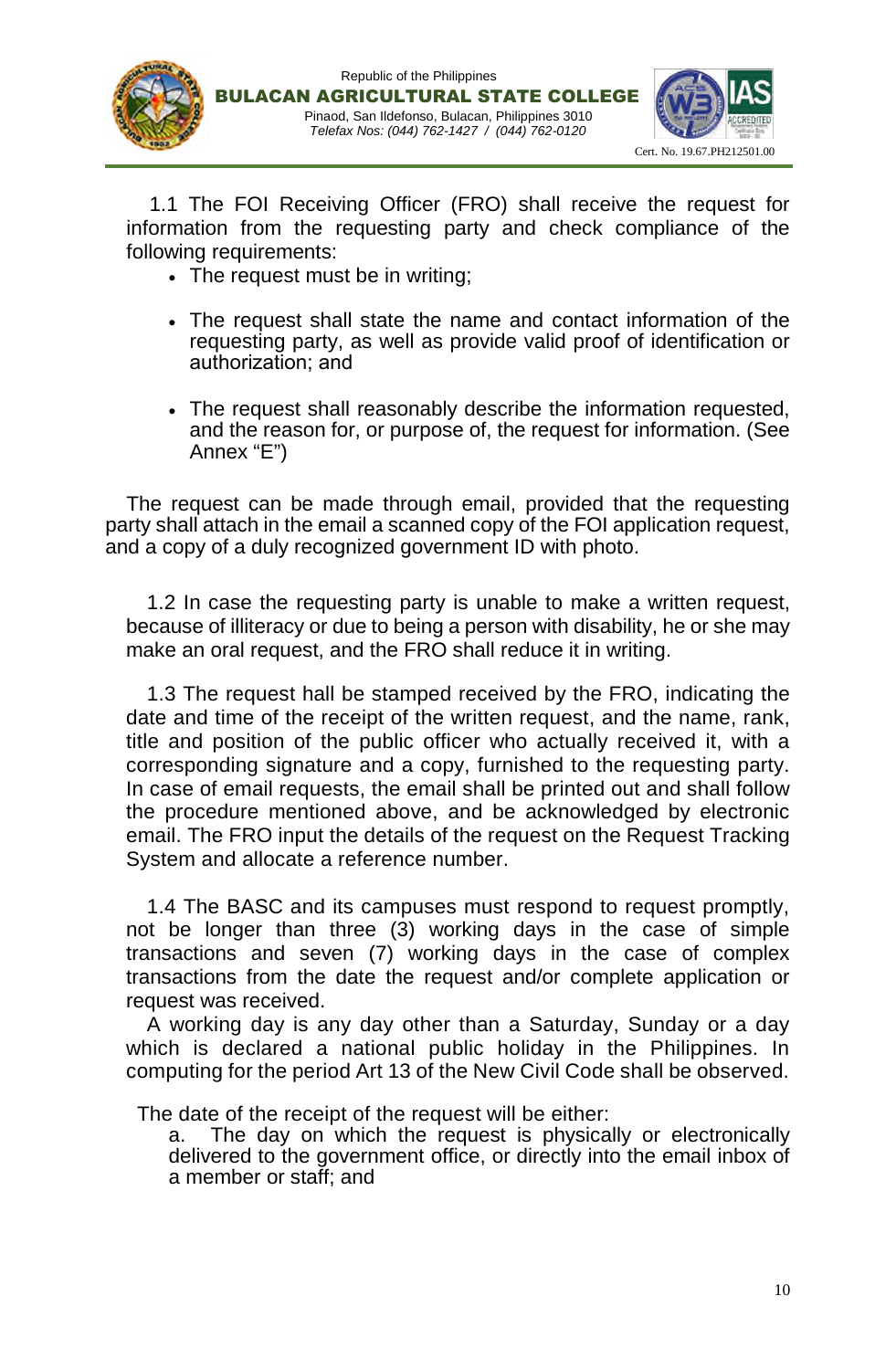1.1 The FOI Receiving Officer (FRO) shall receive the request for information from the requesting party and check compliance of the following requirements:

- The request must be in writing;
- The request shall state the name and contact information of the requesting party, as well as provide valid proof of identification or authorization; and
- The request shall reasonably describe the information requested, and the reason for, or purpose of, the request for information. (See Annex "E")

The request can be made through email, provided that the requesting party shall attach in the email a scanned copy of the FOI application request, and a copy of a duly recognized government ID with photo.

1.2 In case the requesting party is unable to make a written request, because of illiteracy or due to being a person with disability, he or she may make an oral request, and the FRO shall reduce it in writing.

1.3 The request hall be stamped received by the FRO, indicating the date and time of the receipt of the written request, and the name, rank, title and position of the public officer who actually received it, with a corresponding signature and a copy, furnished to the requesting party. In case of email requests, the email shall be printed out and shall follow the procedure mentioned above, and be acknowledged by electronic email. The FRO input the details of the request on the Request Tracking System and allocate a reference number.

1.4 The BASC and its campuses must respond to request promptly, not be longer than three (3) working days in the case of simple transactions and seven (7) working days in the case of complex transactions from the date the request and/or complete application or request was received.

A working day is any day other than a Saturday, Sunday or a day which is declared a national public holiday in the Philippines. In computing for the period Art 13 of the New Civil Code shall be observed.

The date of the receipt of the request will be either:

a. The day on which the request is physically or electronically delivered to the government office, or directly into the email inbox of a member or staff; and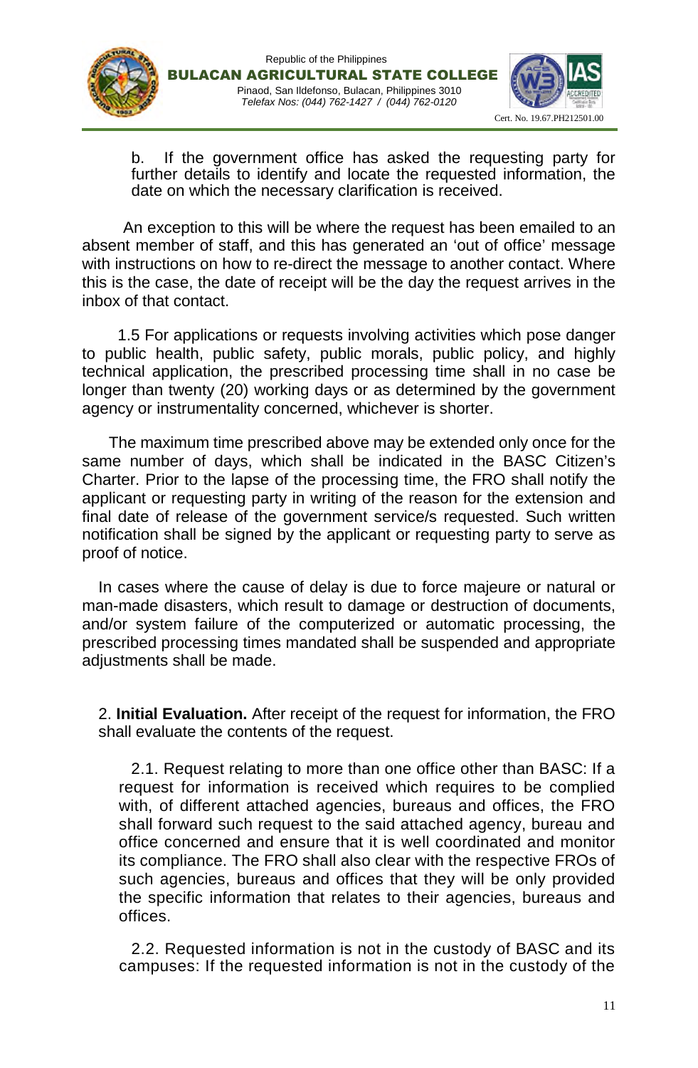b. If the government office has asked the requesting party for further details to identify and locate the requested information, the date on which the necessary clarification is received.

An exception to this will be where the request has been emailed to an absent member of staff, and this has generated an 'out of office' message with instructions on how to re-direct the message to another contact. Where this is the case, the date of receipt will be the day the request arrives in the inbox of that contact.

1.5 For applications or requests involving activities which pose danger to public health, public safety, public morals, public policy, and highly technical application, the prescribed processing time shall in no case be longer than twenty (20) working days or as determined by the government agency or instrumentality concerned, whichever is shorter.

The maximum time prescribed above may be extended only once for the same number of days, which shall be indicated in the BASC Citizen's Charter. Prior to the lapse of the processing time, the FRO shall notify the applicant or requesting party in writing of the reason for the extension and final date of release of the government service/s requested. Such written notification shall be signed by the applicant or requesting party to serve as proof of notice.

In cases where the cause of delay is due to force majeure or natural or man-made disasters, which result to damage or destruction of documents, and/or system failure of the computerized or automatic processing, the prescribed processing times mandated shall be suspended and appropriate adjustments shall be made.

2. **Initial Evaluation.** After receipt of the request for information, the FRO shall evaluate the contents of the request.

2.1. Request relating to more than one office other than BASC: If a request for information is received which requires to be complied with, of different attached agencies, bureaus and offices, the FRO shall forward such request to the said attached agency, bureau and office concerned and ensure that it is well coordinated and monitor its compliance. The FRO shall also clear with the respective FROs of such agencies, bureaus and offices that they will be only provided the specific information that relates to their agencies, bureaus and offices.

2.2. Requested information is not in the custody of BASC and its campuses: If the requested information is not in the custody of the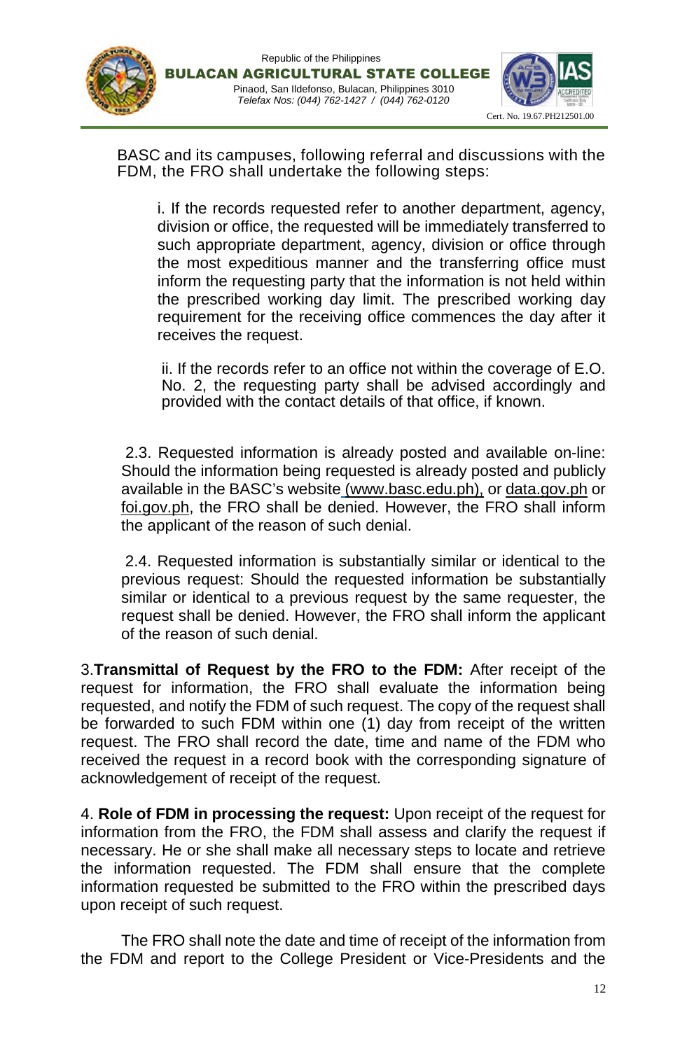BASC and its campuses, following referral and discussions with the FDM, the FRO shall undertake the following steps:

i. If the records requested refer to another department, agency, division or office, the requested will be immediately transferred to such appropriate department, agency, division or office through the most expeditious manner and the transferring office must inform the requesting party that the information is not held within the prescribed working day limit. The prescribed working day requirement for the receiving office commences the day after it receives the request.

ii. If the records refer to an office not within the coverage of E.O. No. 2, the requesting party shall be advised accordingly and provided with the contact details of that office, if known.

2.3. Requested information is already posted and available on-line: Should the information being requested is already posted and publicly available in the BASC's website (www.basc.edu.ph), or data.gov.ph or foi.gov.ph, the FRO shall be denied. However, the FRO shall inform the applicant of the reason of such denial.

2.4. Requested information is substantially similar or identical to the previous request: Should the requested information be substantially similar or identical to a previous request by the same requester, the request shall be denied. However, the FRO shall inform the applicant of the reason of such denial.

3.**Transmittal of Request by the FRO to the FDM:** After receipt of the request for information, the FRO shall evaluate the information being requested, and notify the FDM of such request. The copy of the request shall be forwarded to such FDM within one (1) day from receipt of the written request. The FRO shall record the date, time and name of the FDM who received the request in a record book with the corresponding signature of acknowledgement of receipt of the request.

4. **Role of FDM in processing the request:** Upon receipt of the request for information from the FRO, the FDM shall assess and clarify the request if necessary. He or she shall make all necessary steps to locate and retrieve the information requested. The FDM shall ensure that the complete information requested be submitted to the FRO within the prescribed days upon receipt of such request.

The FRO shall note the date and time of receipt of the information from the FDM and report to the College President or Vice-Presidents and the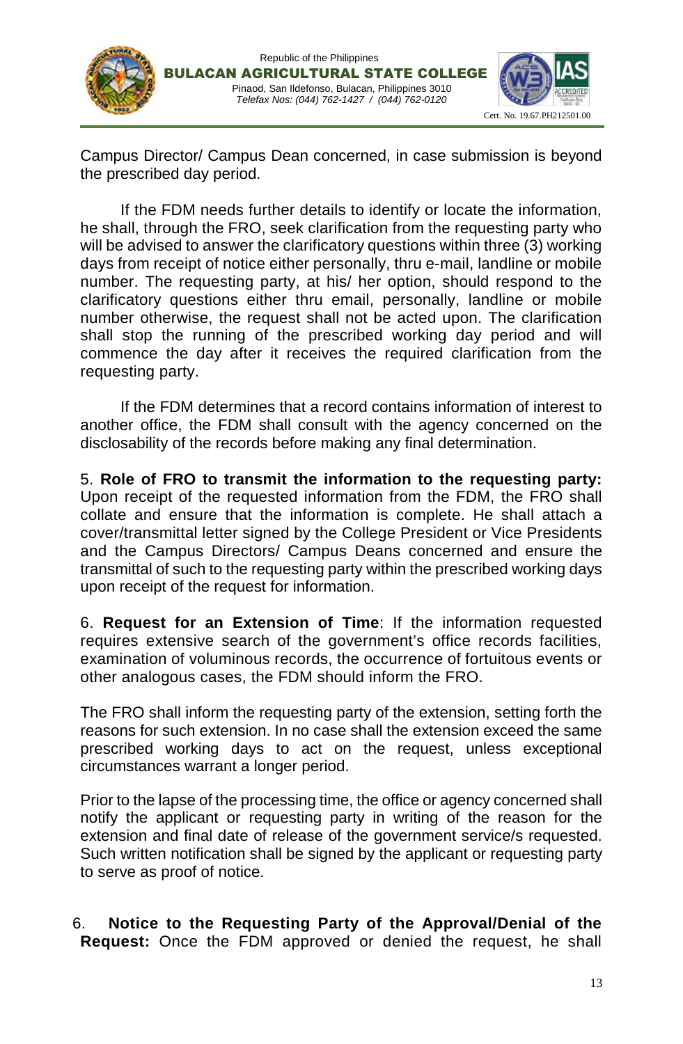Campus Director/ Campus Dean concerned, in case submission is beyond the prescribed day period.

If the FDM needs further details to identify or locate the information, he shall, through the FRO, seek clarification from the requesting party who will be advised to answer the clarificatory questions within three (3) working days from receipt of notice either personally, thru e-mail, landline or mobile number. The requesting party, at his/ her option, should respond to the clarificatory questions either thru email, personally, landline or mobile number otherwise, the request shall not be acted upon. The clarification shall stop the running of the prescribed working day period and will commence the day after it receives the required clarification from the requesting party.

If the FDM determines that a record contains information of interest to another office, the FDM shall consult with the agency concerned on the disclosability of the records before making any final determination.

5. **Role of FRO to transmit the information to the requesting party:** Upon receipt of the requested information from the FDM, the FRO shall collate and ensure that the information is complete. He shall attach a cover/transmittal letter signed by the College President or Vice Presidents and the Campus Directors/ Campus Deans concerned and ensure the transmittal of such to the requesting party within the prescribed working days upon receipt of the request for information.

6. **Request for an Extension of Time**: If the information requested requires extensive search of the government's office records facilities, examination of voluminous records, the occurrence of fortuitous events or other analogous cases, the FDM should inform the FRO.

The FRO shall inform the requesting party of the extension, setting forth the reasons for such extension. In no case shall the extension exceed the same prescribed working days to act on the request, unless exceptional circumstances warrant a longer period.

Prior to the lapse of the processing time, the office or agency concerned shall notify the applicant or requesting party in writing of the reason for the extension and final date of release of the government service/s requested. Such written notification shall be signed by the applicant or requesting party to serve as proof of notice.

6. **Notice to the Requesting Party of the Approval/Denial of the Request:** Once the FDM approved or denied the request, he shall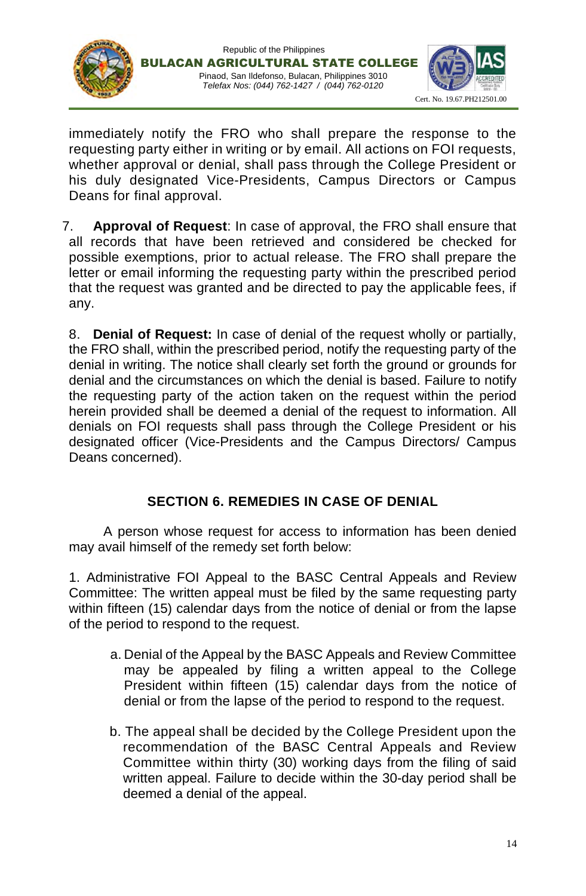immediately notify the FRO who shall prepare the response to the requesting party either in writing or by email. All actions on FOI requests, whether approval or denial, shall pass through the College President or his duly designated Vice-Presidents, Campus Directors or Campus Deans for final approval.

7. **Approval of Request**: In case of approval, the FRO shall ensure that all records that have been retrieved and considered be checked for possible exemptions, prior to actual release. The FRO shall prepare the letter or email informing the requesting party within the prescribed period that the request was granted and be directed to pay the applicable fees, if any.

8. **Denial of Request:** In case of denial of the request wholly or partially, the FRO shall, within the prescribed period, notify the requesting party of the denial in writing. The notice shall clearly set forth the ground or grounds for denial and the circumstances on which the denial is based. Failure to notify the requesting party of the action taken on the request within the period herein provided shall be deemed a denial of the request to information. All denials on FOI requests shall pass through the College President or his designated officer (Vice-Presidents and the Campus Directors/ Campus Deans concerned).

## SECTION 6. REMEDIES IN CASE OF DENIAL

A person whose request for access to information has been denied may avail himself of the remedy set forth below:

1. Administrative FOI Appeal to the BASC Central Appeals and Review Committee: The written appeal must be filed by the same requesting party within fifteen (15) calendar days from the notice of denial or from the lapse of the period to respond to the request.

   a. Denial of the Appeal by the BASC Appeals and Review Committee may be appealed by filing a written appeal to the College President within fifteen (15) calendar days from the notice of denial or from the lapse of the period to respond to the request.

   b. The appeal shall be decided by the College President upon the recommendation of the BASC Central Appeals and Review Committee within thirty (30) working days from the filing of said written appeal. Failure to decide within the 30-day period shall be deemed a denial of the appeal.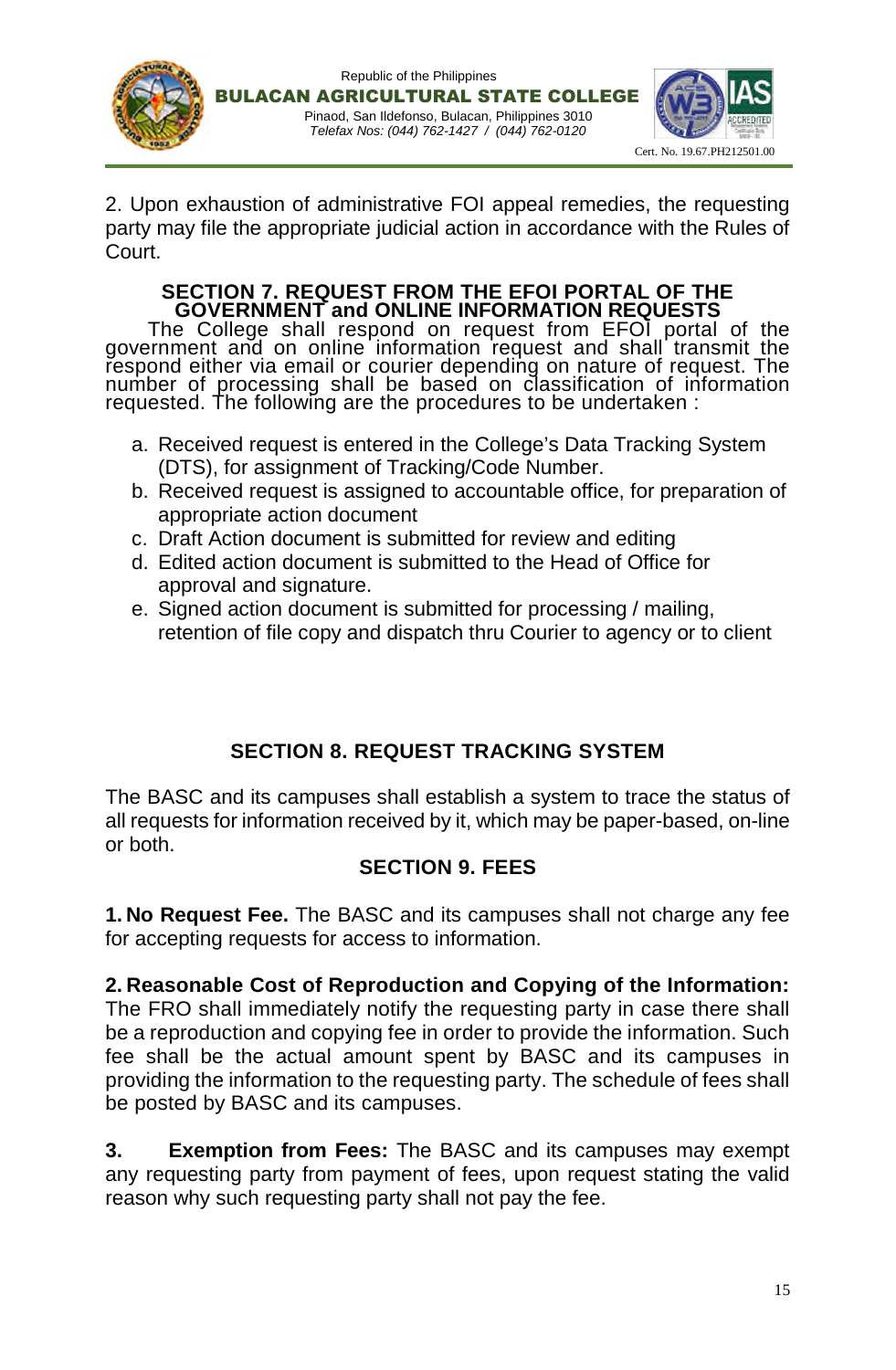2. Upon exhaustion of administrative FOI appeal remedies, the requesting party may file the appropriate judicial action in accordance with the Rules of Court.

## SECTION 7. REQUEST FROM THE EFOI PORTAL OF THE GOVERNMENT and ONLINE INFORMATION REQUESTS

The College shall respond on request from EFOI portal of the government and on online information request and shall transmit the respond either via email or courier depending on nature of request. The number of processing shall be based on classification of information requested. The following are the procedures to be undertaken :

a. Received request is entered in the College's Data Tracking System (DTS), for assignment of Tracking/Code Number.
b. Received request is assigned to accountable office, for preparation of appropriate action document
c. Draft Action document is submitted for review and editing
d. Edited action document is submitted to the Head of Office for approval and signature.
e. Signed action document is submitted for processing / mailing, retention of file copy and dispatch thru Courier to agency or to client

## SECTION 8. REQUEST TRACKING SYSTEM

The BASC and its campuses shall establish a system to trace the status of all requests for information received by it, which may be paper-based, on-line or both.

## SECTION 9. FEES

**1. No Request Fee.** The BASC and its campuses shall not charge any fee for accepting requests for access to information.

**2. Reasonable Cost of Reproduction and Copying of the Information:** The FRO shall immediately notify the requesting party in case there shall be a reproduction and copying fee in order to provide the information. Such fee shall be the actual amount spent by BASC and its campuses in providing the information to the requesting party. The schedule of fees shall be posted by BASC and its campuses.

**3. Exemption from Fees:** The BASC and its campuses may exempt any requesting party from payment of fees, upon request stating the valid reason why such requesting party shall not pay the fee.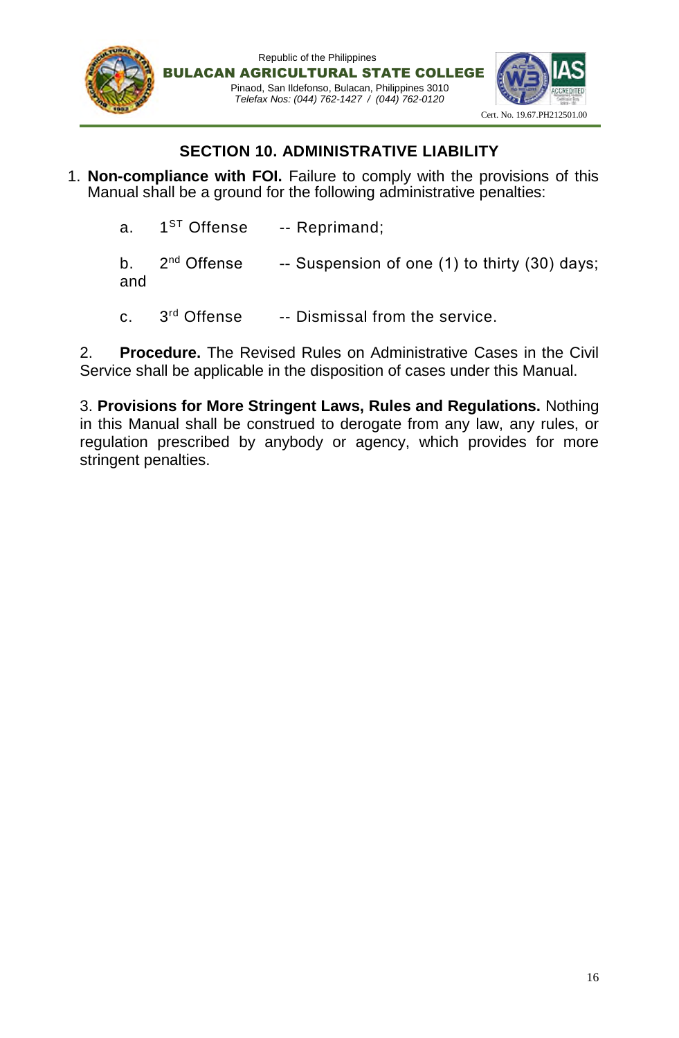## SECTION 10. ADMINISTRATIVE LIABILITY

1. **Non-compliance with FOI.** Failure to comply with the provisions of this Manual shall be a ground for the following administrative penalties:

   a. 1ST Offense -- Reprimand;

   b. 2nd Offense -- Suspension of one (1) to thirty (30) days; and

   c. 3rd Offense -- Dismissal from the service.

2. **Procedure.** The Revised Rules on Administrative Cases in the Civil Service shall be applicable in the disposition of cases under this Manual.

3. **Provisions for More Stringent Laws, Rules and Regulations.** Nothing in this Manual shall be construed to derogate from any law, any rules, or regulation prescribed by anybody or agency, which provides for more stringent penalties.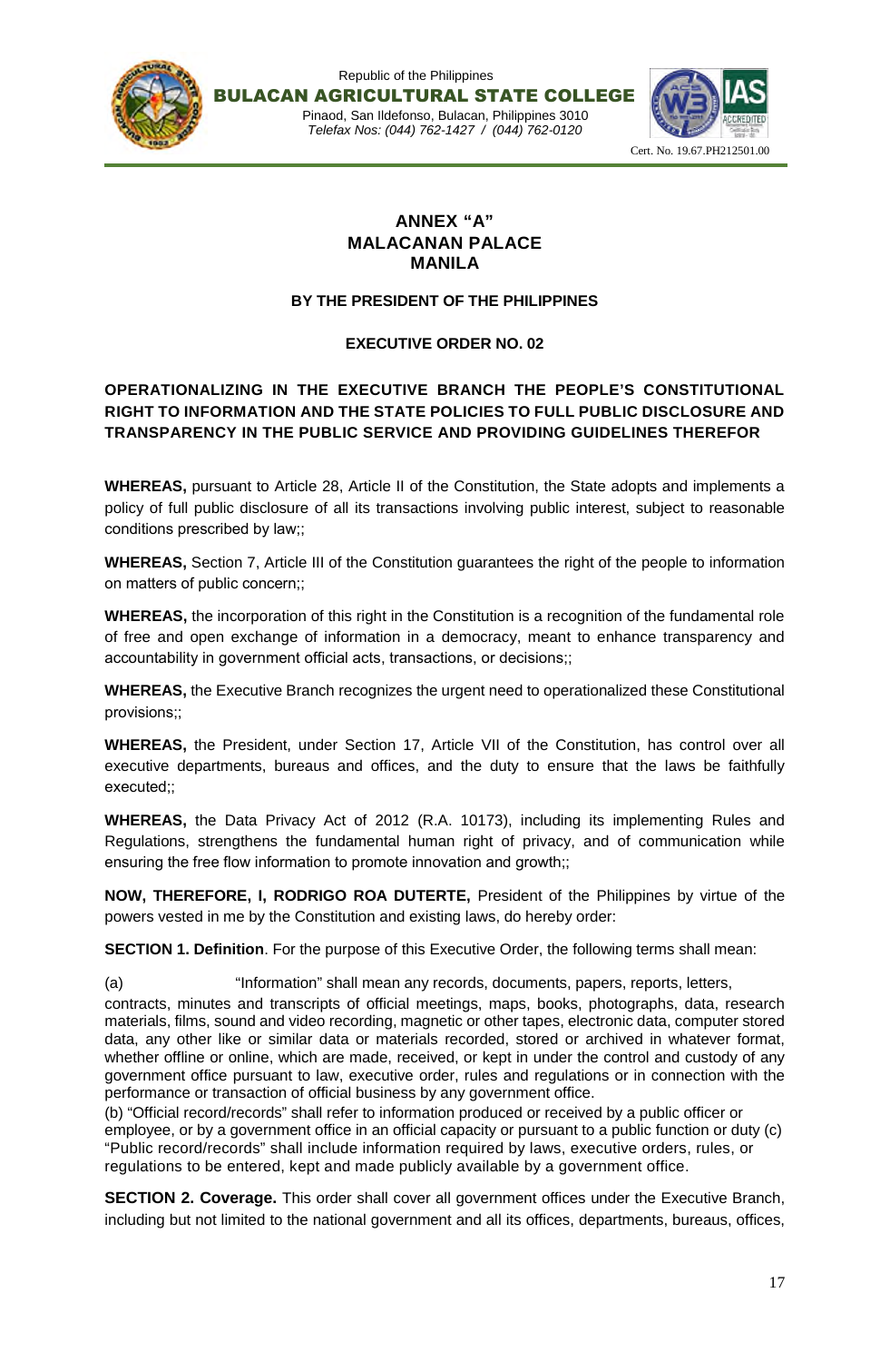Republic of the Philippines
**BULACAN AGRICULTURAL STATE COLLEGE**
Pinaod, San Ildefonso, Bulacan, Philippines 3010
*Telefax Nos: (044) 762-1427 / (044) 762-0120*

Cert. No. 19.67.PH212501.00

**ANNEX "A"**
**MALACANAN PALACE**
**MANILA**

**BY THE PRESIDENT OF THE PHILIPPINES**

**EXECUTIVE ORDER NO. 02**

**OPERATIONALIZING IN THE EXECUTIVE BRANCH THE PEOPLE'S CONSTITUTIONAL RIGHT TO INFORMATION AND THE STATE POLICIES TO FULL PUBLIC DISCLOSURE AND TRANSPARENCY IN THE PUBLIC SERVICE AND PROVIDING GUIDELINES THEREFOR**

**WHEREAS,** pursuant to Article 28, Article II of the Constitution, the State adopts and implements a policy of full public disclosure of all its transactions involving public interest, subject to reasonable conditions prescribed by law;;

**WHEREAS,** Section 7, Article III of the Constitution guarantees the right of the people to information on matters of public concern;;

**WHEREAS,** the incorporation of this right in the Constitution is a recognition of the fundamental role of free and open exchange of information in a democracy, meant to enhance transparency and accountability in government official acts, transactions, or decisions;;

**WHEREAS,** the Executive Branch recognizes the urgent need to operationalized these Constitutional provisions;;

**WHEREAS,** the President, under Section 17, Article VII of the Constitution, has control over all executive departments, bureaus and offices, and the duty to ensure that the laws be faithfully executed;;

**WHEREAS,** the Data Privacy Act of 2012 (R.A. 10173), including its implementing Rules and Regulations, strengthens the fundamental human right of privacy, and of communication while ensuring the free flow information to promote innovation and growth;;

**NOW, THEREFORE, I, RODRIGO ROA DUTERTE,** President of the Philippines by virtue of the powers vested in me by the Constitution and existing laws, do hereby order:

**SECTION 1. Definition**. For the purpose of this Executive Order, the following terms shall mean:

(a) "Information" shall mean any records, documents, papers, reports, letters, contracts, minutes and transcripts of official meetings, maps, books, photographs, data, research materials, films, sound and video recording, magnetic or other tapes, electronic data, computer stored data, any other like or similar data or materials recorded, stored or archived in whatever format, whether offline or online, which are made, received, or kept in under the control and custody of any government office pursuant to law, executive order, rules and regulations or in connection with the performance or transaction of official business by any government office.
(b) "Official record/records" shall refer to information produced or received by a public officer or employee, or by a government office in an official capacity or pursuant to a public function or duty (c) "Public record/records" shall include information required by laws, executive orders, rules, or regulations to be entered, kept and made publicly available by a government office.

**SECTION 2. Coverage.** This order shall cover all government offices under the Executive Branch, including but not limited to the national government and all its offices, departments, bureaus, offices,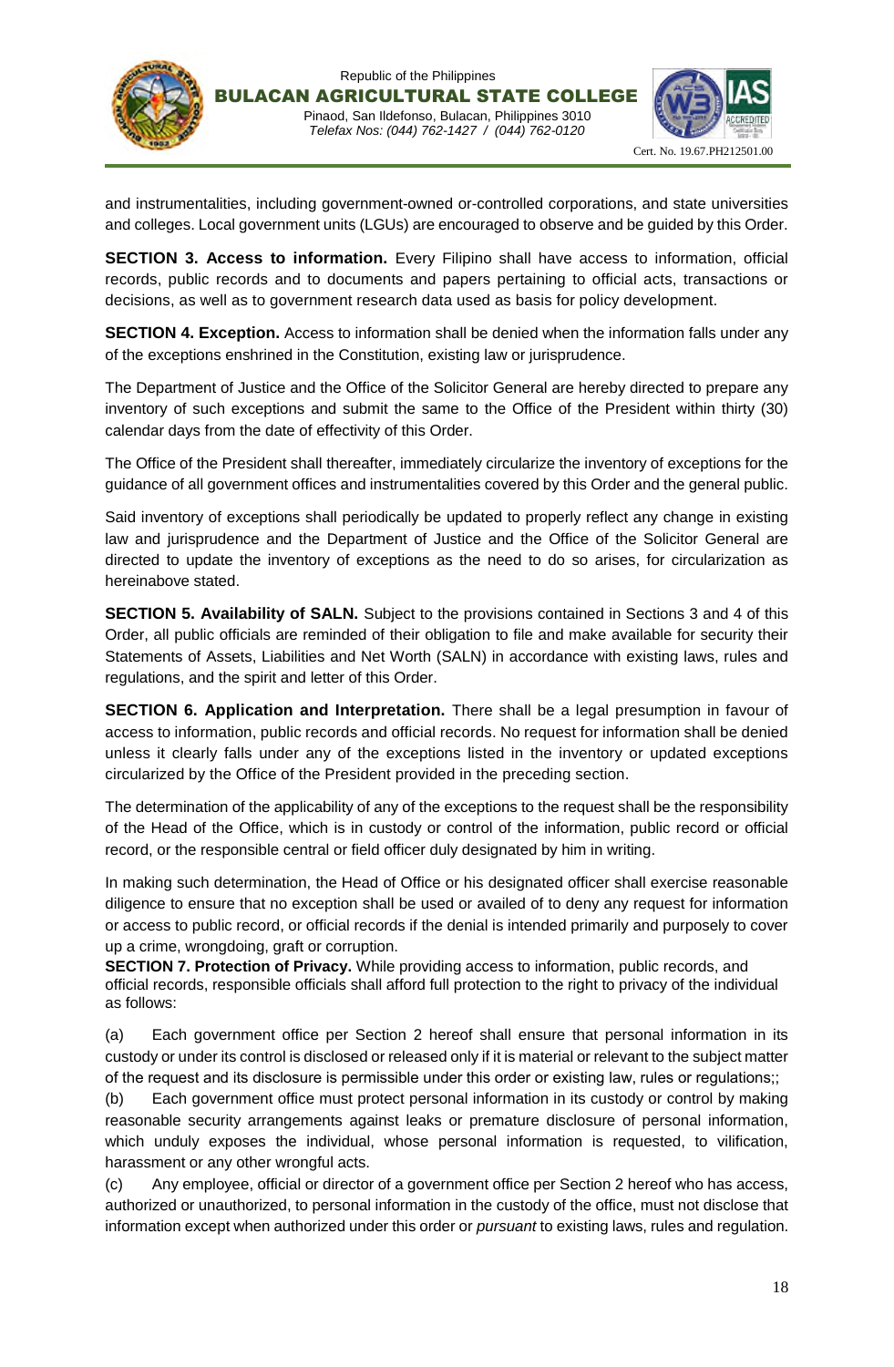and instrumentalities, including government-owned or-controlled corporations, and state universities and colleges. Local government units (LGUs) are encouraged to observe and be guided by this Order.

**SECTION 3. Access to information.** Every Filipino shall have access to information, official records, public records and to documents and papers pertaining to official acts, transactions or decisions, as well as to government research data used as basis for policy development.

**SECTION 4. Exception.** Access to information shall be denied when the information falls under any of the exceptions enshrined in the Constitution, existing law or jurisprudence.

The Department of Justice and the Office of the Solicitor General are hereby directed to prepare any inventory of such exceptions and submit the same to the Office of the President within thirty (30) calendar days from the date of effectivity of this Order.

The Office of the President shall thereafter, immediately circularize the inventory of exceptions for the guidance of all government offices and instrumentalities covered by this Order and the general public.

Said inventory of exceptions shall periodically be updated to properly reflect any change in existing law and jurisprudence and the Department of Justice and the Office of the Solicitor General are directed to update the inventory of exceptions as the need to do so arises, for circularization as hereinabove stated.

**SECTION 5. Availability of SALN.** Subject to the provisions contained in Sections 3 and 4 of this Order, all public officials are reminded of their obligation to file and make available for security their Statements of Assets, Liabilities and Net Worth (SALN) in accordance with existing laws, rules and regulations, and the spirit and letter of this Order.

**SECTION 6. Application and Interpretation.** There shall be a legal presumption in favour of access to information, public records and official records. No request for information shall be denied unless it clearly falls under any of the exceptions listed in the inventory or updated exceptions circularized by the Office of the President provided in the preceding section.

The determination of the applicability of any of the exceptions to the request shall be the responsibility of the Head of the Office, which is in custody or control of the information, public record or official record, or the responsible central or field officer duly designated by him in writing.

In making such determination, the Head of Office or his designated officer shall exercise reasonable diligence to ensure that no exception shall be used or availed of to deny any request for information or access to public record, or official records if the denial is intended primarily and purposely to cover up a crime, wrongdoing, graft or corruption.

**SECTION 7. Protection of Privacy.** While providing access to information, public records, and official records, responsible officials shall afford full protection to the right to privacy of the individual as follows:

(a) Each government office per Section 2 hereof shall ensure that personal information in its custody or under its control is disclosed or released only if it is material or relevant to the subject matter of the request and its disclosure is permissible under this order or existing law, rules or regulations;;

(b) Each government office must protect personal information in its custody or control by making reasonable security arrangements against leaks or premature disclosure of personal information, which unduly exposes the individual, whose personal information is requested, to vilification, harassment or any other wrongful acts.

(c) Any employee, official or director of a government office per Section 2 hereof who has access, authorized or unauthorized, to personal information in the custody of the office, must not disclose that information except when authorized under this order or *pursuant* to existing laws, rules and regulation.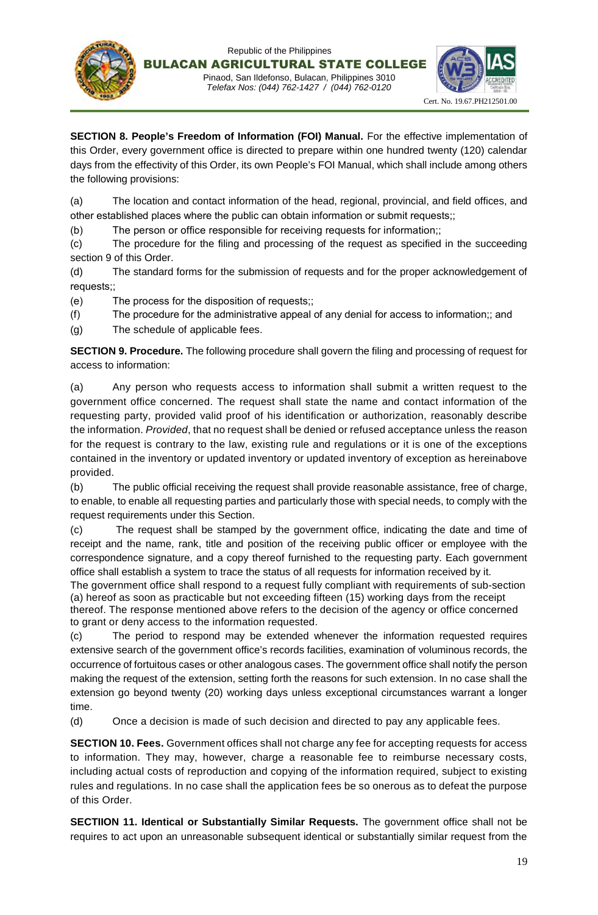**SECTION 8. People's Freedom of Information (FOI) Manual.** For the effective implementation of this Order, every government office is directed to prepare within one hundred twenty (120) calendar days from the effectivity of this Order, its own People's FOI Manual, which shall include among others the following provisions:

(a) The location and contact information of the head, regional, provincial, and field offices, and other established places where the public can obtain information or submit requests;;

(b) The person or office responsible for receiving requests for information;;

(c) The procedure for the filing and processing of the request as specified in the succeeding section 9 of this Order.

(d) The standard forms for the submission of requests and for the proper acknowledgement of requests;;

(e) The process for the disposition of requests;;

(f) The procedure for the administrative appeal of any denial for access to information;; and

(g) The schedule of applicable fees.

**SECTION 9. Procedure.** The following procedure shall govern the filing and processing of request for access to information:

(a) Any person who requests access to information shall submit a written request to the government office concerned. The request shall state the name and contact information of the requesting party, provided valid proof of his identification or authorization, reasonably describe the information. *Provided*, that no request shall be denied or refused acceptance unless the reason for the request is contrary to the law, existing rule and regulations or it is one of the exceptions contained in the inventory or updated inventory or updated inventory of exception as hereinabove provided.

(b) The public official receiving the request shall provide reasonable assistance, free of charge, to enable, to enable all requesting parties and particularly those with special needs, to comply with the request requirements under this Section.

(c) The request shall be stamped by the government office, indicating the date and time of receipt and the name, rank, title and position of the receiving public officer or employee with the correspondence signature, and a copy thereof furnished to the requesting party. Each government office shall establish a system to trace the status of all requests for information received by it.

The government office shall respond to a request fully compliant with requirements of sub-section (a) hereof as soon as practicable but not exceeding fifteen (15) working days from the receipt thereof. The response mentioned above refers to the decision of the agency or office concerned to grant or deny access to the information requested.

(c) The period to respond may be extended whenever the information requested requires extensive search of the government office's records facilities, examination of voluminous records, the occurrence of fortuitous cases or other analogous cases. The government office shall notify the person making the request of the extension, setting forth the reasons for such extension. In no case shall the extension go beyond twenty (20) working days unless exceptional circumstances warrant a longer time.

(d) Once a decision is made of such decision and directed to pay any applicable fees.

**SECTION 10. Fees.** Government offices shall not charge any fee for accepting requests for access to information. They may, however, charge a reasonable fee to reimburse necessary costs, including actual costs of reproduction and copying of the information required, subject to existing rules and regulations. In no case shall the application fees be so onerous as to defeat the purpose of this Order.

**SECTIION 11. Identical or Substantially Similar Requests.** The government office shall not be requires to act upon an unreasonable subsequent identical or substantially similar request from the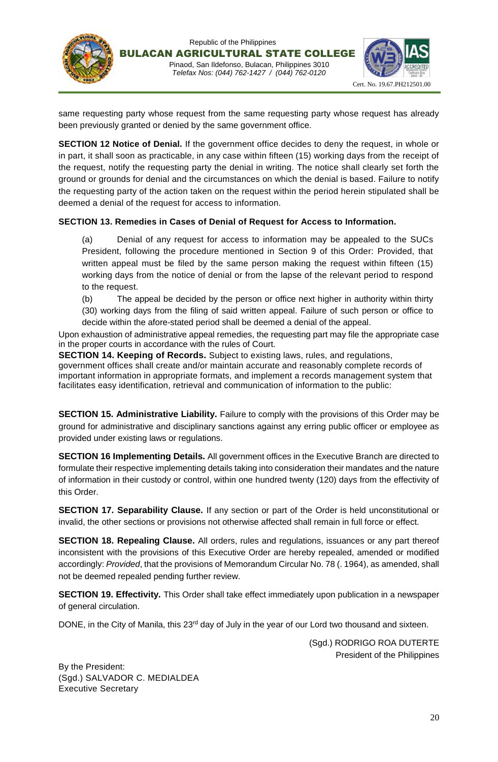same requesting party whose request from the same requesting party whose request has already been previously granted or denied by the same government office.

**SECTION 12 Notice of Denial.** If the government office decides to deny the request, in whole or in part, it shall soon as practicable, in any case within fifteen (15) working days from the receipt of the request, notify the requesting party the denial in writing. The notice shall clearly set forth the ground or grounds for denial and the circumstances on which the denial is based. Failure to notify the requesting party of the action taken on the request within the period herein stipulated shall be deemed a denial of the request for access to information.

**SECTION 13. Remedies in Cases of Denial of Request for Access to Information.**

(a) Denial of any request for access to information may be appealed to the SUCs President, following the procedure mentioned in Section 9 of this Order: Provided, that written appeal must be filed by the same person making the request within fifteen (15) working days from the notice of denial or from the lapse of the relevant period to respond to the request.

(b) The appeal be decided by the person or office next higher in authority within thirty (30) working days from the filing of said written appeal. Failure of such person or office to decide within the afore-stated period shall be deemed a denial of the appeal.

Upon exhaustion of administrative appeal remedies, the requesting part may file the appropriate case in the proper courts in accordance with the rules of Court.

**SECTION 14. Keeping of Records.** Subject to existing laws, rules, and regulations, government offices shall create and/or maintain accurate and reasonably complete records of important information in appropriate formats, and implement a records management system that facilitates easy identification, retrieval and communication of information to the public:

**SECTION 15. Administrative Liability.** Failure to comply with the provisions of this Order may be ground for administrative and disciplinary sanctions against any erring public officer or employee as provided under existing laws or regulations.

**SECTION 16 Implementing Details.** All government offices in the Executive Branch are directed to formulate their respective implementing details taking into consideration their mandates and the nature of information in their custody or control, within one hundred twenty (120) days from the effectivity of this Order.

**SECTION 17. Separability Clause.** If any section or part of the Order is held unconstitutional or invalid, the other sections or provisions not otherwise affected shall remain in full force or effect.

**SECTION 18. Repealing Clause.** All orders, rules and regulations, issuances or any part thereof inconsistent with the provisions of this Executive Order are hereby repealed, amended or modified accordingly: *Provided*, that the provisions of Memorandum Circular No. 78 (. 1964), as amended, shall not be deemed repealed pending further review.

**SECTION 19. Effectivity.** This Order shall take effect immediately upon publication in a newspaper of general circulation.

DONE, in the City of Manila, this 23rd day of July in the year of our Lord two thousand and sixteen.

(Sgd.) RODRIGO ROA DUTERTE
President of the Philippines

By the President:
(Sgd.) SALVADOR C. MEDIALDEA
Executive Secretary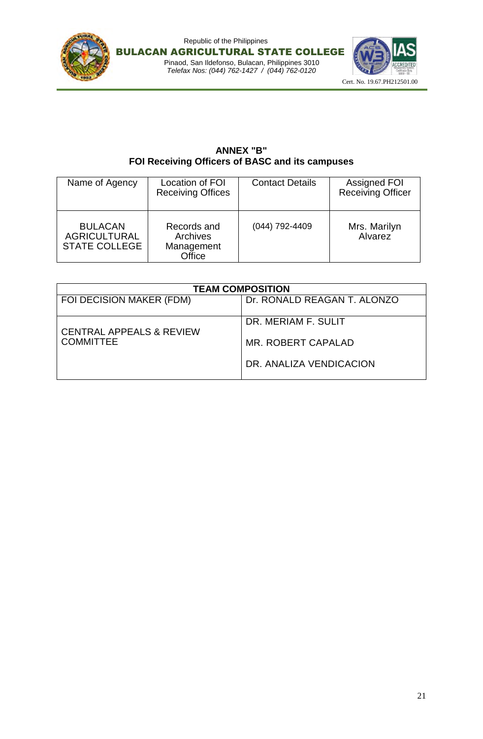## ANNEX "B"
## FOI Receiving Officers of BASC and its campuses

| Name of Agency | Location of FOI Receiving Offices | Contact Details | Assigned FOI Receiving Officer |
|---|---|---|---|
| BULACAN AGRICULTURAL STATE COLLEGE | Records and Archives Management Office | (044) 792-4409 | Mrs. Marilyn Alvarez |

| TEAM COMPOSITION | |
|---|---|
| FOI DECISION MAKER (FDM) | Dr. RONALD REAGAN T. ALONZO |
| CENTRAL APPEALS & REVIEW COMMITTEE | DR. MERIAM F. SULIT<br>MR. ROBERT CAPALAD<br>DR. ANALIZA VENDICACION |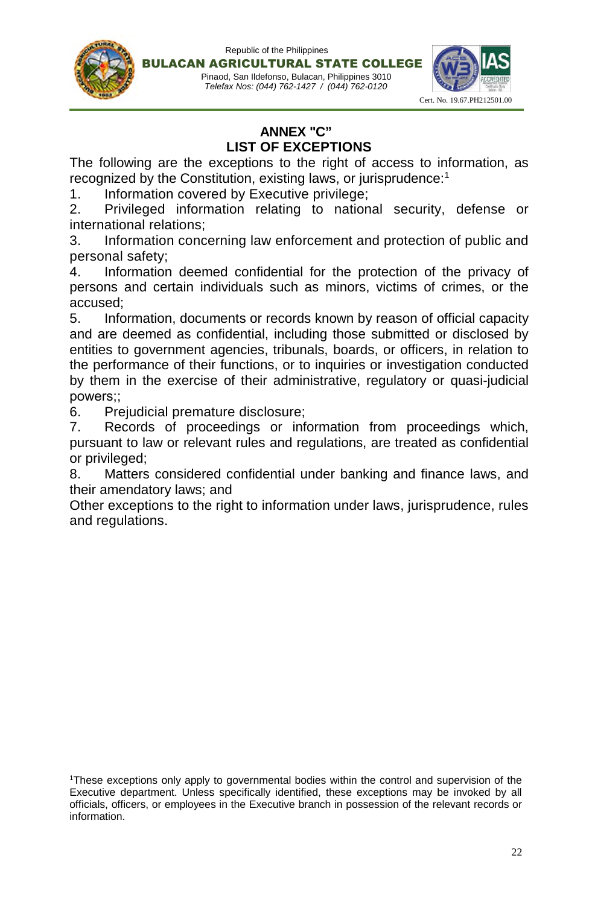## ANNEX "C"
## LIST OF EXCEPTIONS

The following are the exceptions to the right of access to information, as recognized by the Constitution, existing laws, or jurisprudence:[1]

1. Information covered by Executive privilege;
2. Privileged information relating to national security, defense or international relations;
3. Information concerning law enforcement and protection of public and personal safety;
4. Information deemed confidential for the protection of the privacy of persons and certain individuals such as minors, victims of crimes, or the accused;
5. Information, documents or records known by reason of official capacity and are deemed as confidential, including those submitted or disclosed by entities to government agencies, tribunals, boards, or officers, in relation to the performance of their functions, or to inquiries or investigation conducted by them in the exercise of their administrative, regulatory or quasi-judicial powers;;
6. Prejudicial premature disclosure;
7. Records of proceedings or information from proceedings which, pursuant to law or relevant rules and regulations, are treated as confidential or privileged;
8. Matters considered confidential under banking and finance laws, and their amendatory laws; and

Other exceptions to the right to information under laws, jurisprudence, rules and regulations.

[1]These exceptions only apply to governmental bodies within the control and supervision of the Executive department. Unless specifically identified, these exceptions may be invoked by all officials, officers, or employees in the Executive branch in possession of the relevant records or information.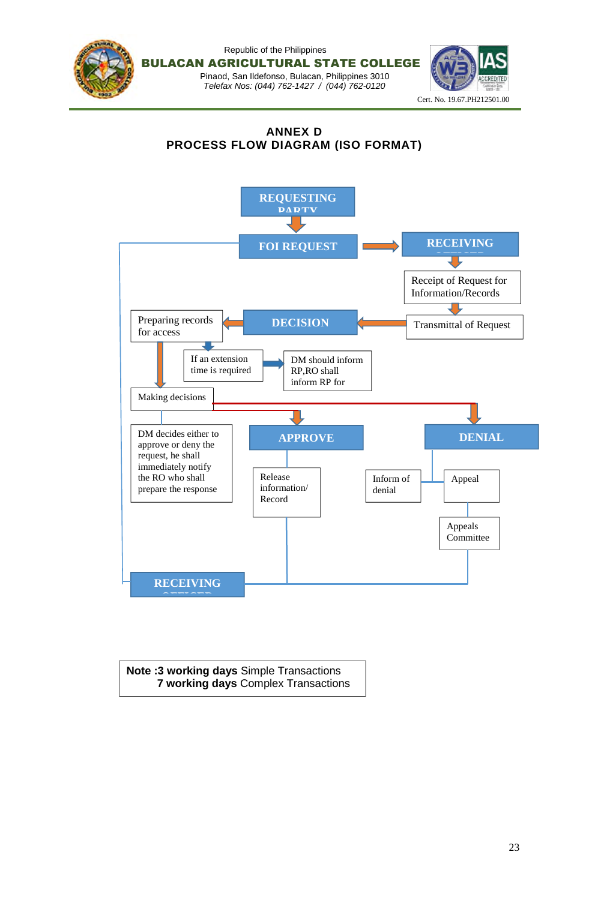Republic of the Philippines
**BULACAN AGRICULTURAL STATE COLLEGE**
Pinaod, San Ildefonso, Bulacan, Philippines 3010
*Telefax Nos: (044) 762-1427 / (044) 762-0120*

Cert. No. 19.67.PH212501.00

## ANNEX D
## PROCESS FLOW DIAGRAM (ISO FORMAT)

REQUESTING PARTY

FOI REQUEST

RECEIVING OFFICER

Receipt of Request for Information/Records

Transmittal of Request

DECISION

Preparing records for access

If an extension time is required

DM should inform RP,RO shall inform RP for

Making decisions

DM decides either to approve or deny the request, he shall immediately notify the RO who shall prepare the response

APPROVE

Release information/ Record

DENIAL

Inform of denial

Appeal

Appeals Committee

RECEIVING OFFICER

**Note :3 working days** Simple Transactions
**7 working days** Complex Transactions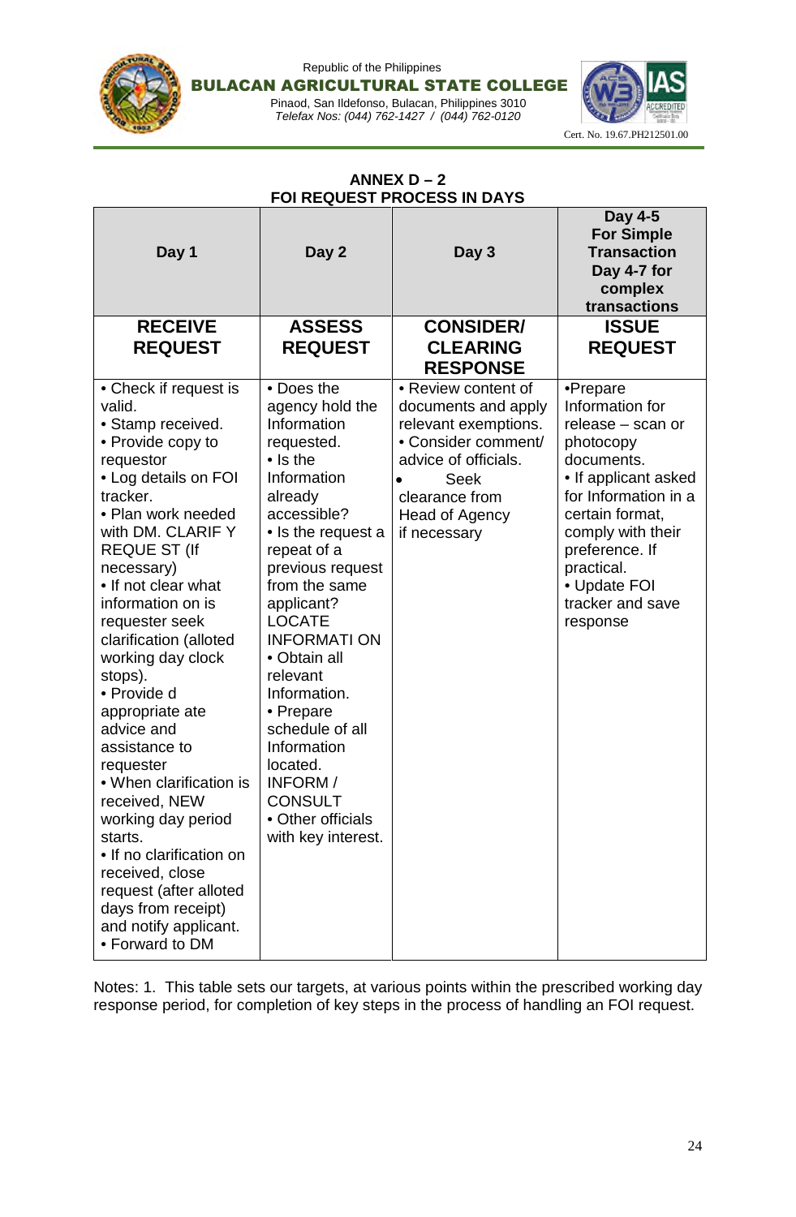Republic of the Philippines
**BULACAN AGRICULTURAL STATE COLLEGE**
Pinaod, San Ildefonso, Bulacan, Philippines 3010
*Telefax Nos: (044) 762-1427 / (044) 762-0120*

Cert. No. 19.67.PH212501.00

## ANNEX D – 2
## FOI REQUEST PROCESS IN DAYS

| Day 1 | Day 2 | Day 3 | Day 4-5 For Simple Transaction Day 4-7 for complex transactions |
|---|---|---|---|
| **RECEIVE REQUEST** | **ASSESS REQUEST** | **CONSIDER/ CLEARING RESPONSE** | **ISSUE REQUEST** |
| • Check if request is valid.<br>• Stamp received.<br>• Provide copy to requestor<br>• Log details on FOI tracker.<br>• Plan work needed with DM. CLARIF Y REQUE ST (If necessary)<br>• If not clear what information on is requester seek clarification (alloted working day clock stops).<br>• Provide d appropriate ate advice and assistance to requester<br>• When clarification is received, NEW working day period starts.<br>• If no clarification on received, close request (after alloted days from receipt) and notify applicant.<br>• Forward to DM | • Does the agency hold the Information requested.<br>• Is the Information already accessible?<br>• Is the request a repeat of a previous request from the same applicant? LOCATE INFORMATI ON<br>• Obtain all relevant Information.<br>• Prepare schedule of all Information located. INFORM / CONSULT<br>• Other officials with key interest. | • Review content of documents and apply relevant exemptions.<br>• Consider comment/ advice of officials.<br>• Seek clearance from Head of Agency if necessary | •Prepare Information for release – scan or photocopy documents.<br>• If applicant asked for Information in a certain format, comply with their preference. If practical.<br>• Update FOI tracker and save response |

Notes: 1. This table sets our targets, at various points within the prescribed working day response period, for completion of key steps in the process of handling an FOI request.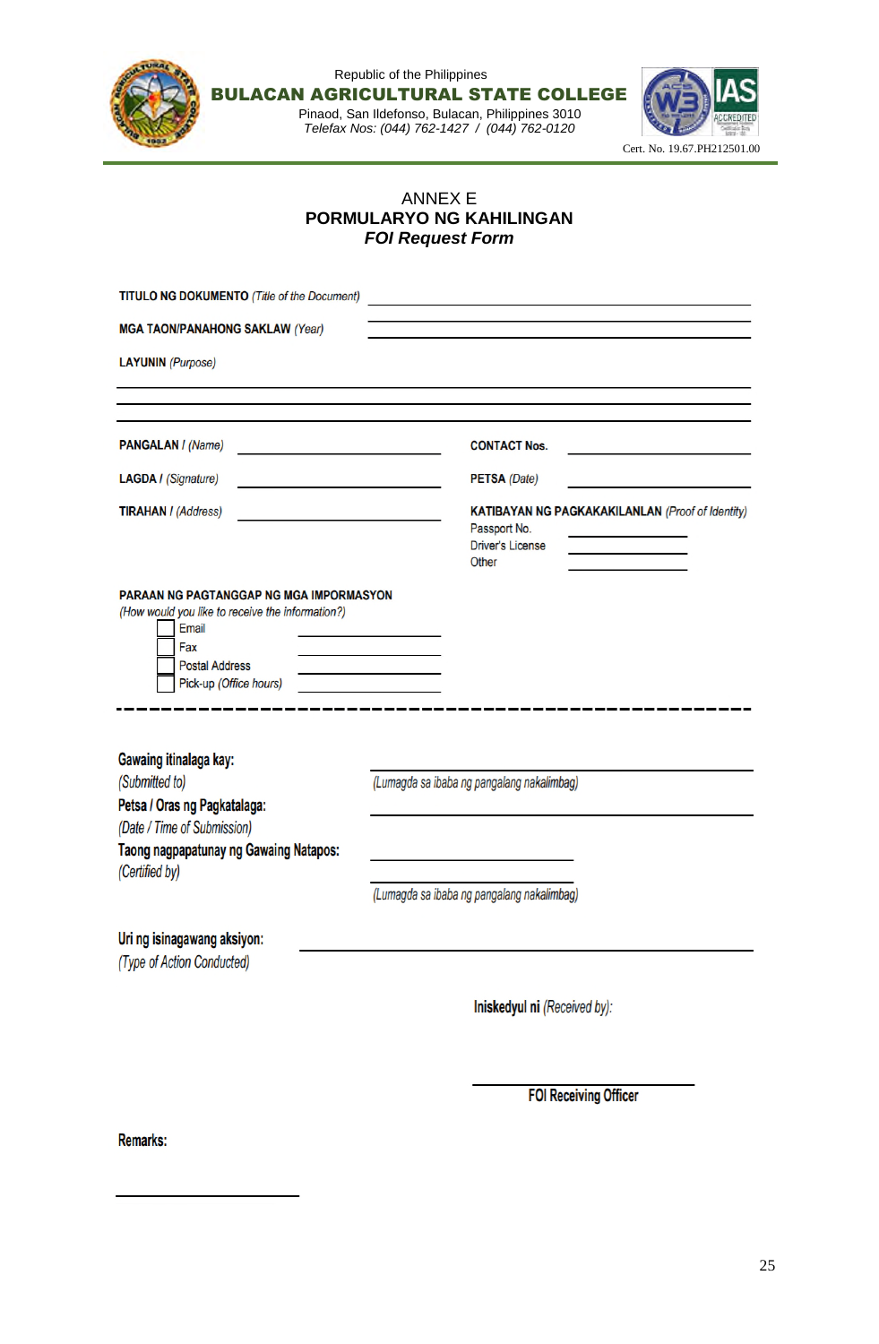Republic of the Philippines

**BULACAN AGRICULTURAL STATE COLLEGE**

Pinaod, San Ildefonso, Bulacan, Philippines 3010

*Telefax Nos: (044) 762-1427 / (044) 762-0120*

Cert. No. 19.67.PH212501.00

ANNEX E

**PORMULARYO NG KAHILINGAN**

***FOI Request Form***

**TITULO NG DOKUMENTO** *(Title of the Document)* ______________________________

**MGA TAON/PANAHONG SAKLAW** *(Year)* ______________________________

**LAYUNIN** *(Purpose)*

______________________________________________________________

______________________________________________________________

**PANGALAN** / *(Name)* ____________________ **CONTACT Nos.** ____________________

**LAGDA** / *(Signature)* ____________________ **PETSA** *(Date)* ____________________

**TIRAHAN** / *(Address)* ____________________

**KATIBAYAN NG PAGKAKAKILANLAN** *(Proof of Identity)*

Passport No. ______________

Driver's License ______________

Other ______________

**PARAAN NG PAGTANGGAP NG MGA IMPORMASYON**

*(How would you like to receive the information?)*

- [ ] Email ______________
- [ ] Fax ______________
- [ ] Postal Address ______________
- [ ] Pick-up *(Office hours)* ______________

- - - - - - - - - - - - - - - - - - - - - - - - - - - - - - - - - - - - - - - -

**Gawaing itinalaga kay:**
*(Submitted to)* ______________________________
*(Lumagda sa ibaba ng pangalang nakalimbag)*

**Petsa / Oras ng Pagkatalaga:**
*(Date / Time of Submission)* ______________________________

**Taong nagpapatunay ng Gawaing Natapos:**
*(Certified by)* ______________________________
*(Lumagda sa ibaba ng pangalang nakalimbag)*

**Uri ng isinagawang aksiyon:** ______________________________
*(Type of Action Conducted)*

**Iniskedyul ni** *(Received by):*

______________________________

**FOI Receiving Officer**

**Remarks:**

______________________________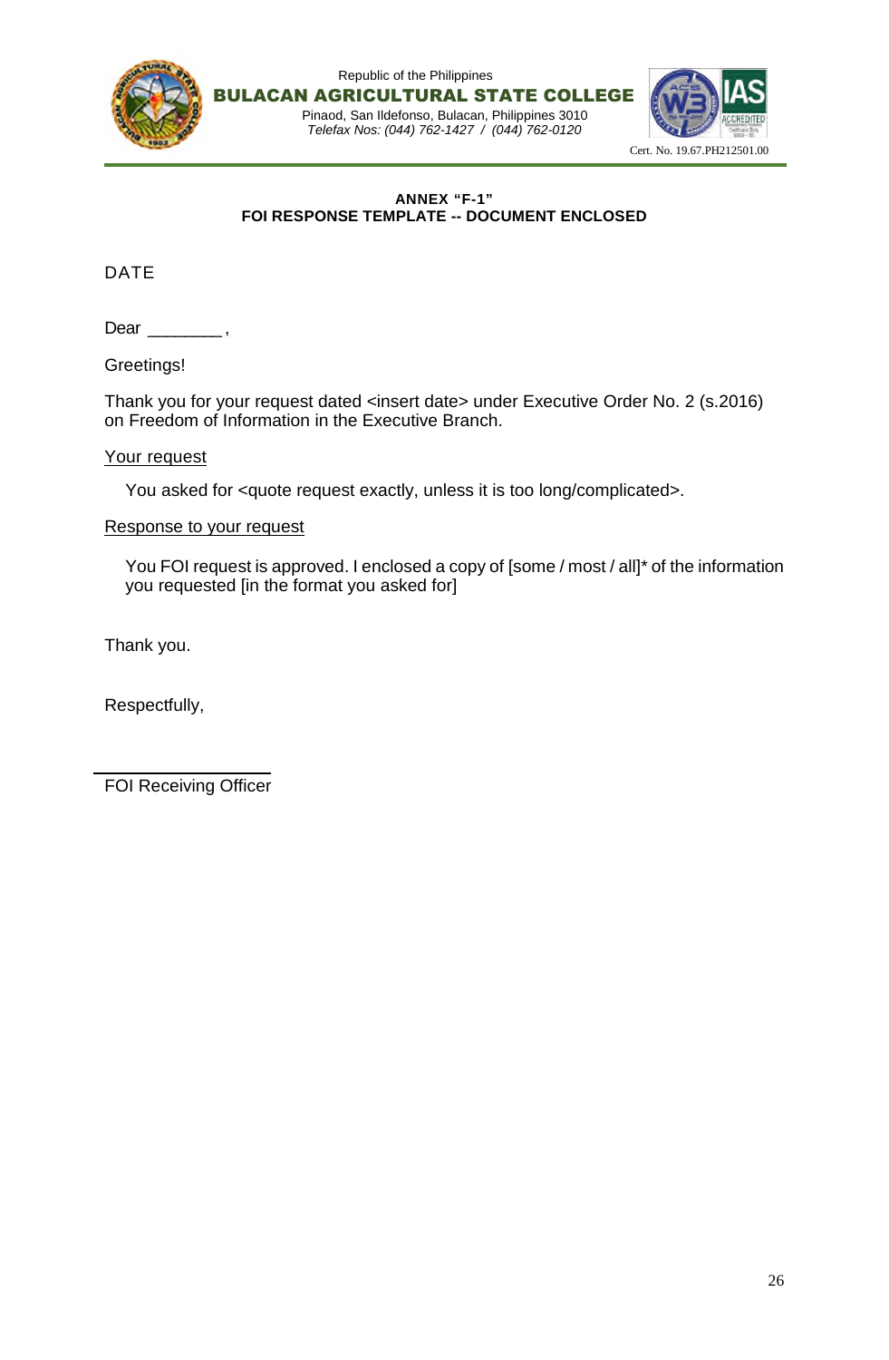Republic of the Philippines
**BULACAN AGRICULTURAL STATE COLLEGE**
Pinaod, San Ildefonso, Bulacan, Philippines 3010
*Telefax Nos: (044) 762-1427 / (044) 762-0120*

Cert. No. 19.67.PH212501.00

**ANNEX “F-1”**
**FOI RESPONSE TEMPLATE -- DOCUMENT ENCLOSED**

DATE

Dear ________ ,

Greetings!

Thank you for your request dated <insert date> under Executive Order No. 2 (s.2016) on Freedom of Information in the Executive Branch.

<u>Your request</u>

You asked for <quote request exactly, unless it is too long/complicated>.

<u>Response to your request</u>

You FOI request is approved. I enclosed a copy of [some / most / all]* of the information you requested [in the format you asked for]

Thank you.

Respectfully,

______________________
FOI Receiving Officer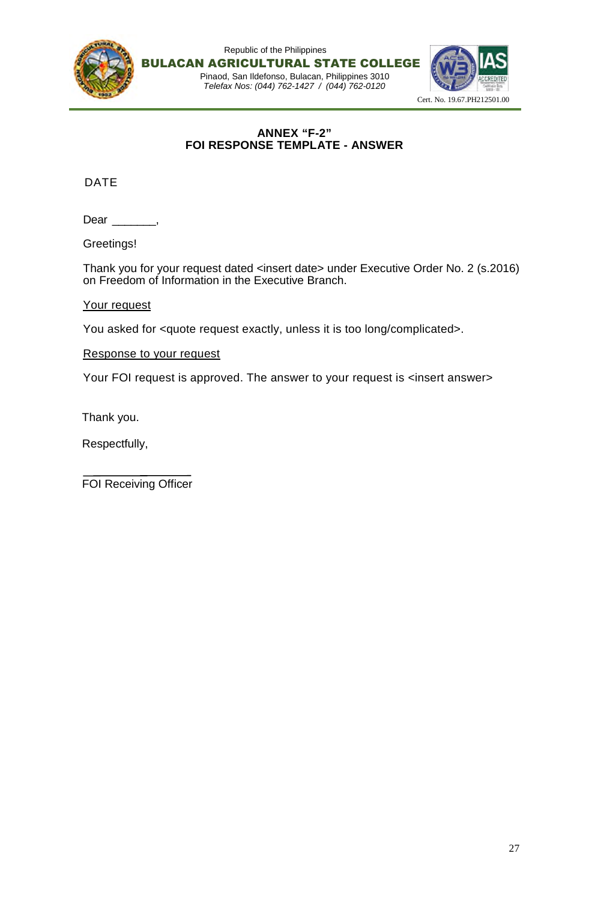Republic of the Philippines
**BULACAN AGRICULTURAL STATE COLLEGE**
Pinaod, San Ildefonso, Bulacan, Philippines 3010
*Telefax Nos: (044) 762-1427 / (044) 762-0120*

Cert. No. 19.67.PH212501.00

**ANNEX "F-2"**
**FOI RESPONSE TEMPLATE - ANSWER**

DATE

Dear _______,

Greetings!

Thank you for your request dated <insert date> under Executive Order No. 2 (s.2016) on Freedom of Information in the Executive Branch.

Your request

You asked for <quote request exactly, unless it is too long/complicated>.

Response to your request

Your FOI request is approved. The answer to your request is <insert answer>

Thank you.

Respectfully,

_______________
FOI Receiving Officer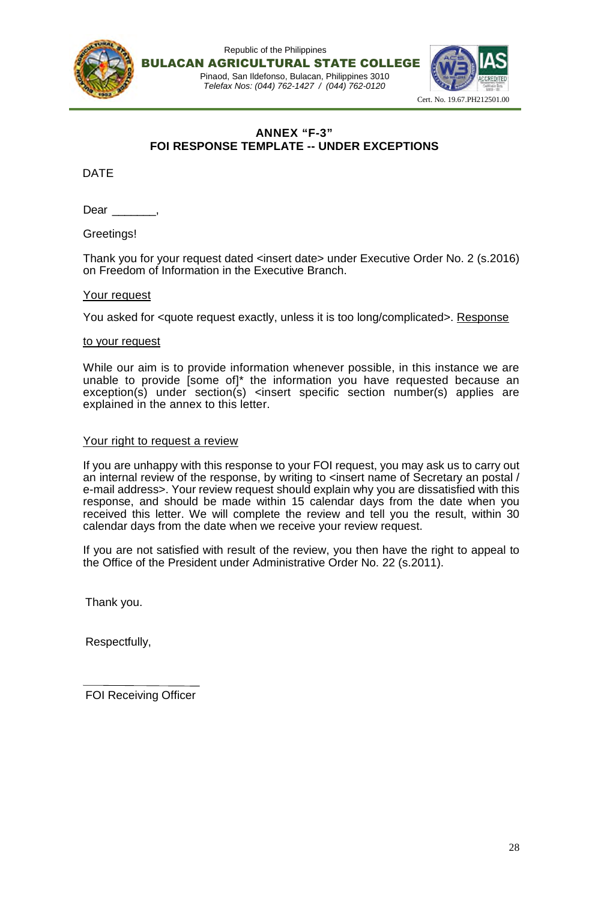Republic of the Philippines
**BULACAN AGRICULTURAL STATE COLLEGE**
Pinaod, San Ildefonso, Bulacan, Philippines 3010
*Telefax Nos: (044) 762-1427 / (044) 762-0120*

Cert. No. 19.67.PH212501.00

## ANNEX "F-3"
## FOI RESPONSE TEMPLATE -- UNDER EXCEPTIONS

DATE

Dear _______,

Greetings!

Thank you for your request dated <insert date> under Executive Order No. 2 (s.2016) on Freedom of Information in the Executive Branch.

<u>Your request</u>

You asked for <quote request exactly, unless it is too long/complicated>. <u>Response to your request</u>

While our aim is to provide information whenever possible, in this instance we are unable to provide [some of]* the information you have requested because an exception(s) under section(s) <insert specific section number(s) applies are explained in the annex to this letter.

<u>Your right to request a review</u>

If you are unhappy with this response to your FOI request, you may ask us to carry out an internal review of the response, by writing to <insert name of Secretary an postal / e-mail address>. Your review request should explain why you are dissatisfied with this response, and should be made within 15 calendar days from the date when you received this letter. We will complete the review and tell you the result, within 30 calendar days from the date when we receive your review request.

If you are not satisfied with result of the review, you then have the right to appeal to the Office of the President under Administrative Order No. 22 (s.2011).

Thank you.

Respectfully,

______________

FOI Receiving Officer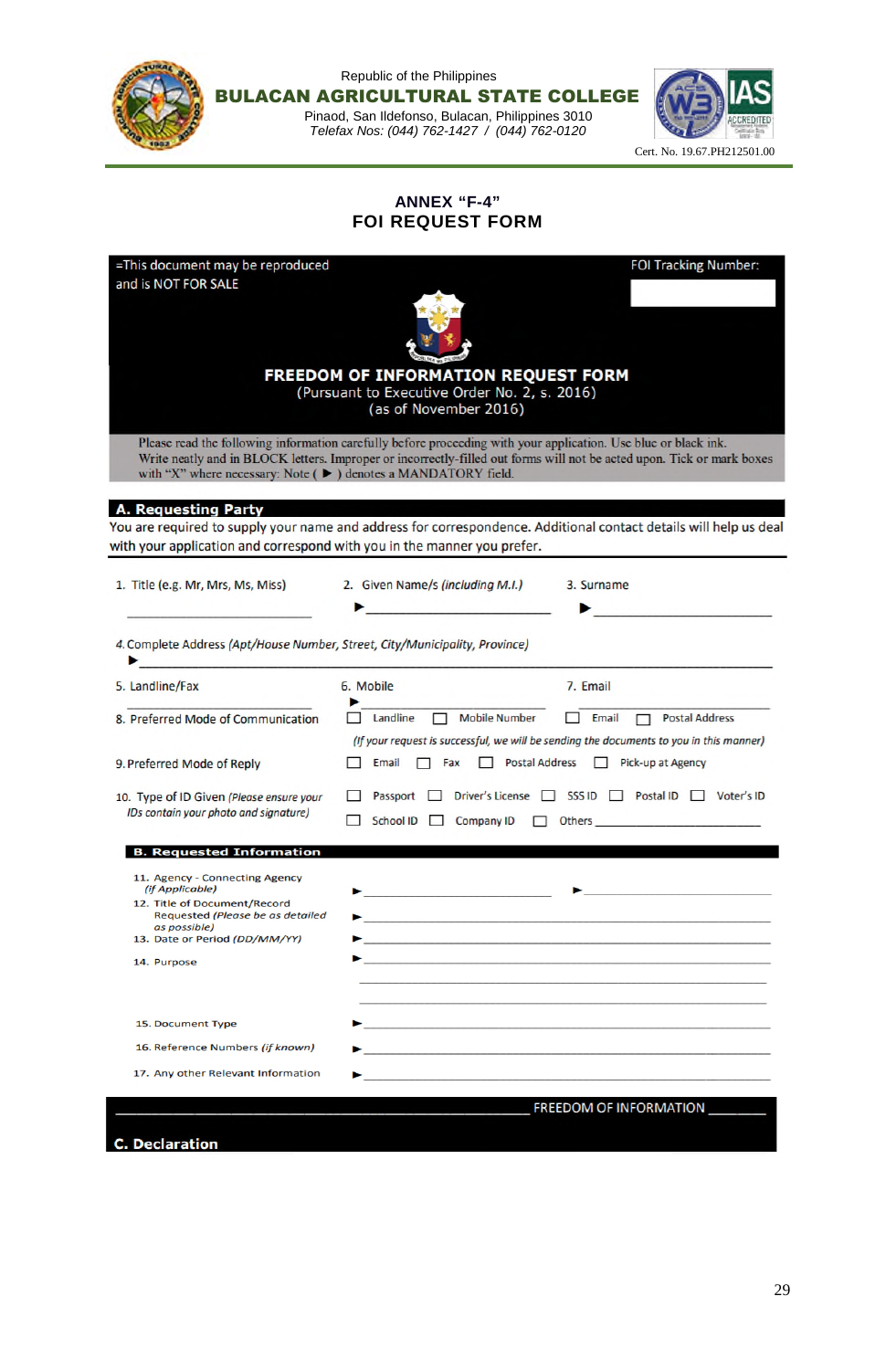Republic of the Philippines

**BULACAN AGRICULTURAL STATE COLLEGE**

Pinaod, San Ildefonso, Bulacan, Philippines 3010

*Telefax Nos: (044) 762-1427 / (044) 762-0120*

Cert. No. 19.67.PH212501.00

## ANNEX "F-4"
## FOI REQUEST FORM

=This document may be reproduced and is NOT FOR SALE

FOI Tracking Number:

**FREEDOM OF INFORMATION REQUEST FORM**
(Pursuant to Executive Order No. 2, s. 2016)
(as of November 2016)

Please read the following information carefully before proceeding with your application. Use blue or black ink. Write neatly and in BLOCK letters. Improper or incorrectly-filled out forms will not be acted upon. Tick or mark boxes with "X" where necessary. Note ( ► ) denotes a MANDATORY field.

### A. Requesting Party

You are required to supply your name and address for correspondence. Additional contact details will help us deal with your application and correspond with you in the manner you prefer.

1. Title (e.g. Mr, Mrs, Ms, Miss) ____________
2. Given Name/s *(including M.I.)* ► ____________
3. Surname ► ____________

4. Complete Address *(Apt/House Number, Street, City/Municipality, Province)*
► ____________

5. Landline/Fax ____________
6. Mobile ► ____________
7. Email ____________

8. Preferred Mode of Communication ☐ Landline ☐ Mobile Number ☐ Email ☐ Postal Address

*(If your request is successful, we will be sending the documents to you in this manner)*

9. Preferred Mode of Reply ☐ Email ☐ Fax ☐ Postal Address ☐ Pick-up at Agency

10. Type of ID Given *(Please ensure your IDs contain your photo and signature)* ☐ Passport ☐ Driver's License ☐ SSS ID ☐ Postal ID ☐ Voter's ID ☐ School ID ☐ Company ID ☐ Others ____________

### B. Requested Information

11. Agency - Connecting Agency *(If Applicable)* ► ____________ ► ____________
12. Title of Document/Record Requested *(Please be as detailed as possible)* ► ____________
13. Date or Period *(DD/MM/YY)* ► ____________
14. Purpose ► ____________
15. Document Type ► ____________
16. Reference Numbers *(if known)* ► ____________
17. Any other Relevant Information ► ____________

FREEDOM OF INFORMATION

### C. Declaration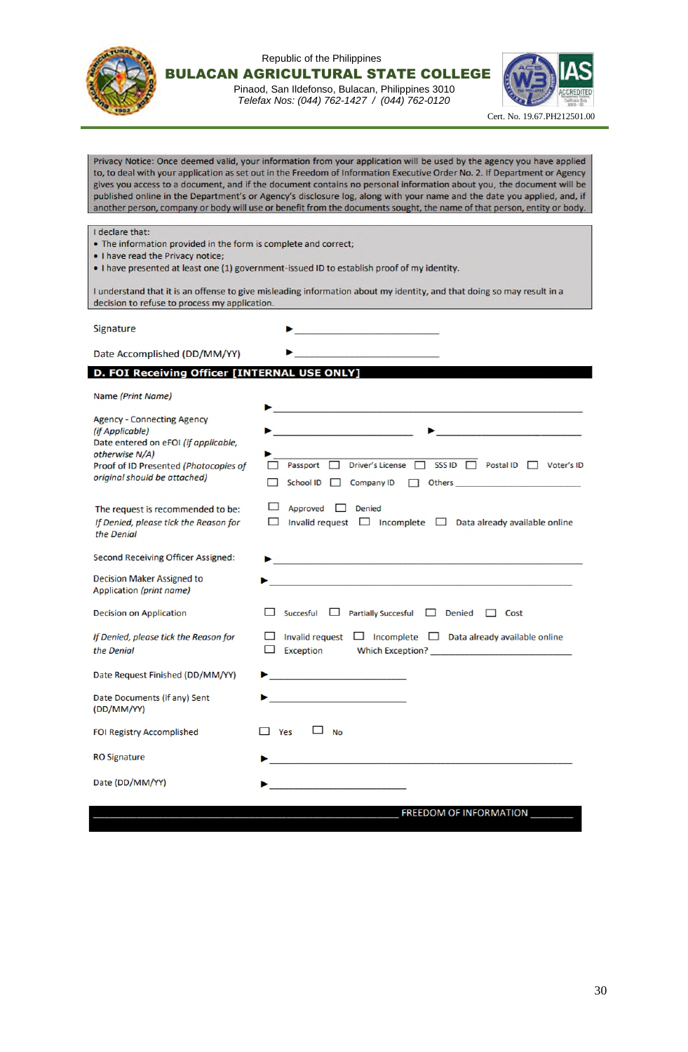Republic of the Philippines

**BULACAN AGRICULTURAL STATE COLLEGE**

Pinaod, San Ildefonso, Bulacan, Philippines 3010

*Telefax Nos: (044) 762-1427 / (044) 762-0120*

Cert. No. 19.67.PH212501.00

Privacy Notice: Once deemed valid, your information from your application will be used by the agency you have applied to, to deal with your application as set out in the Freedom of Information Executive Order No. 2. If Department or Agency gives you access to a document, and if the document contains no personal information about you, the document will be published online in the Department's or Agency's disclosure log, along with your name and the date you applied, and, if another person, company or body will use or benefit from the documents sought, the name of that person, entity or body.

I declare that:

- The information provided in the form is complete and correct;
- I have read the Privacy notice;
- I have presented at least one (1) government-issued ID to establish proof of my identity.

I understand that it is an offense to give misleading information about my identity, and that doing so may result in a decision to refuse to process my application.

Signature ► ______________________________

Date Accomplished (DD/MM/YY) ► ______________________________

## D. FOI Receiving Officer [INTERNAL USE ONLY]

Name *(Print Name)* ► ______________________________

Agency - Connecting Agency *(if Applicable)* ► ______________________________ ► ______________________________

Date entered on eFOI *(if applicable, otherwise N/A)* ► ______________________________

Proof of ID Presented *(Photocopies of original should be attached)*
☐ Passport ☐ Driver's License ☐ SSS ID ☐ Postal ID ☐ Voter's ID
☐ School ID ☐ Company ID ☐ Others ______________________________

The request is recommended to be:
*If Denied, please tick the Reason for the Denial*
☐ Approved ☐ Denied
☐ Invalid request ☐ Incomplete ☐ Data already available online

Second Receiving Officer Assigned: ► ______________________________

Decision Maker Assigned to Application *(print name)* ► ______________________________

Decision on Application
☐ Succesful ☐ Partially Succesful ☐ Denied ☐ Cost

*If Denied, please tick the Reason for the Denial*
☐ Invalid request ☐ Incomplete ☐ Data already available online
☐ Exception Which Exception? ______________________________

Date Request Finished (DD/MM/YY) ► ______________________________

Date Documents (if any) Sent (DD/MM/YY) ► ______________________________

FOI Registry Accomplished ☐ Yes ☐ No

RO Signature ► ______________________________

Date (DD/MM/YY) ► ______________________________

FREEDOM OF INFORMATION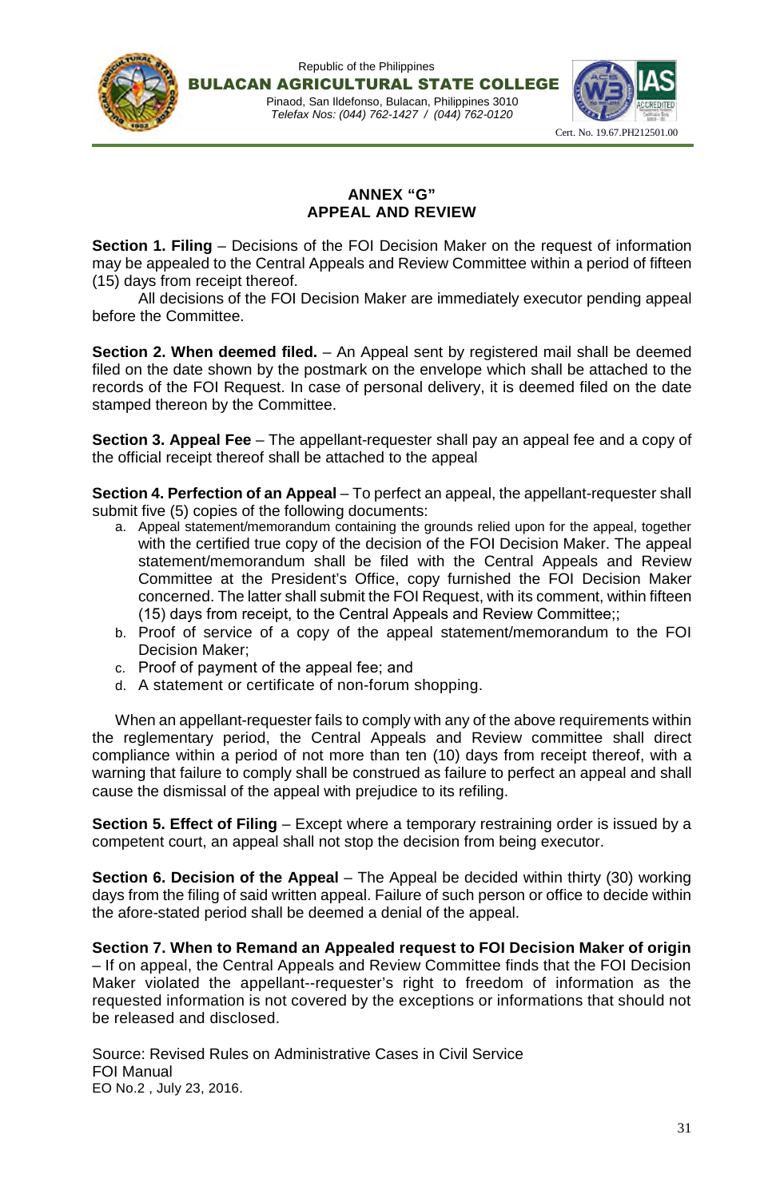## ANNEX "G"
## APPEAL AND REVIEW

**Section 1. Filing** – Decisions of the FOI Decision Maker on the request of information may be appealed to the Central Appeals and Review Committee within a period of fifteen (15) days from receipt thereof.

All decisions of the FOI Decision Maker are immediately executor pending appeal before the Committee.

**Section 2. When deemed filed.** – An Appeal sent by registered mail shall be deemed filed on the date shown by the postmark on the envelope which shall be attached to the records of the FOI Request. In case of personal delivery, it is deemed filed on the date stamped thereon by the Committee.

**Section 3. Appeal Fee** – The appellant-requester shall pay an appeal fee and a copy of the official receipt thereof shall be attached to the appeal

**Section 4. Perfection of an Appeal** – To perfect an appeal, the appellant-requester shall submit five (5) copies of the following documents:

a. Appeal statement/memorandum containing the grounds relied upon for the appeal, together with the certified true copy of the decision of the FOI Decision Maker. The appeal statement/memorandum shall be filed with the Central Appeals and Review Committee at the President's Office, copy furnished the FOI Decision Maker concerned. The latter shall submit the FOI Request, with its comment, within fifteen (15) days from receipt, to the Central Appeals and Review Committee;;
b. Proof of service of a copy of the appeal statement/memorandum to the FOI Decision Maker;
c. Proof of payment of the appeal fee; and
d. A statement or certificate of non-forum shopping.

When an appellant-requester fails to comply with any of the above requirements within the reglementary period, the Central Appeals and Review committee shall direct compliance within a period of not more than ten (10) days from receipt thereof, with a warning that failure to comply shall be construed as failure to perfect an appeal and shall cause the dismissal of the appeal with prejudice to its refiling.

**Section 5. Effect of Filing** – Except where a temporary restraining order is issued by a competent court, an appeal shall not stop the decision from being executor.

**Section 6. Decision of the Appeal** – The Appeal be decided within thirty (30) working days from the filing of said written appeal. Failure of such person or office to decide within the afore-stated period shall be deemed a denial of the appeal.

**Section 7. When to Remand an Appealed request to FOI Decision Maker of origin** – If on appeal, the Central Appeals and Review Committee finds that the FOI Decision Maker violated the appellant--requester's right to freedom of information as the requested information is not covered by the exceptions or informations that should not be released and disclosed.

Source: Revised Rules on Administrative Cases in Civil Service
FOI Manual
EO No.2 , July 23, 2016.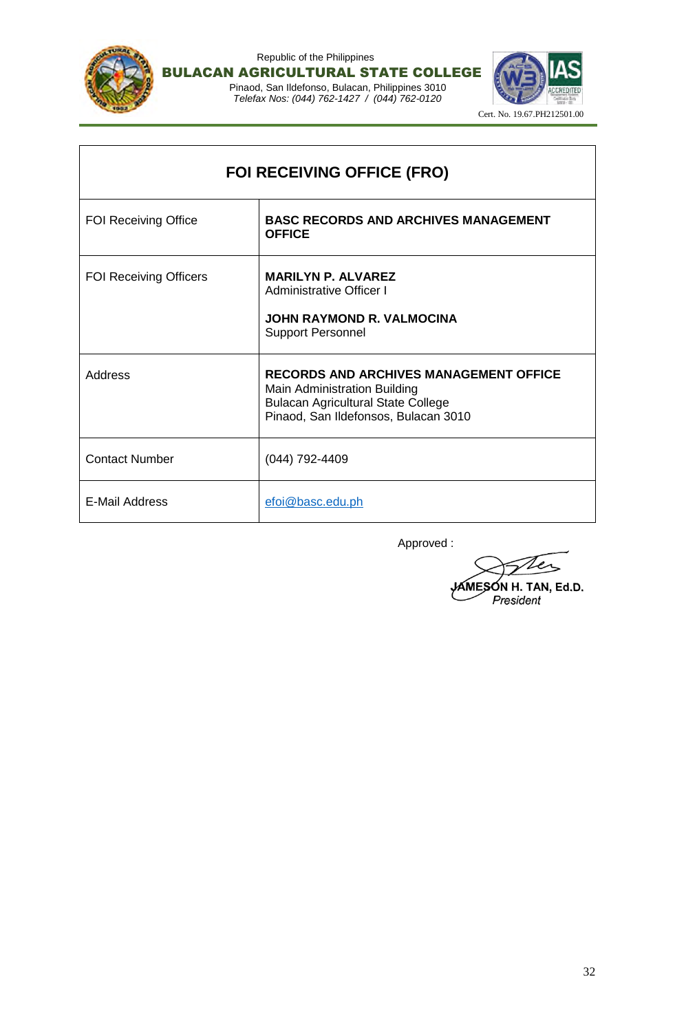Republic of the Philippines
**BULACAN AGRICULTURAL STATE COLLEGE**
Pinaod, San Ildefonso, Bulacan, Philippines 3010
*Telefax Nos: (044) 762-1427 / (044) 762-0120*

Cert. No. 19.67.PH212501.00

| FOI RECEIVING OFFICE (FRO) | |
|---|---|
| FOI Receiving Office | **BASC RECORDS AND ARCHIVES MANAGEMENT OFFICE** |
| FOI Receiving Officers | **MARILYN P. ALVAREZ**<br>Administrative Officer I<br><br>**JOHN RAYMOND R. VALMOCINA**<br>Support Personnel |
| Address | **RECORDS AND ARCHIVES MANAGEMENT OFFICE**<br>Main Administration Building<br>Bulacan Agricultural State College<br>Pinaod, San Ildefonsos, Bulacan 3010 |
| Contact Number | (044) 792-4409 |
| E-Mail Address | efoi@basc.edu.ph |

Approved :

**JAMESON H. TAN, Ed.D.**
*President*